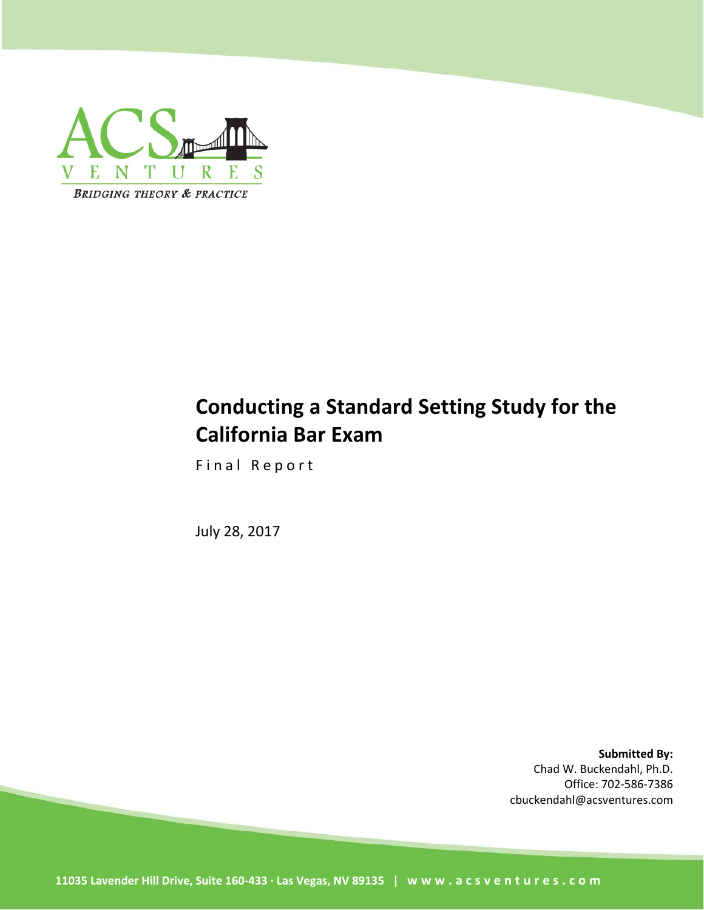ACS VENTURES

*BRIDGING THEORY & PRACTICE*

# Conducting a Standard Setting Study for the California Bar Exam

Final Report

July 28, 2017

**Submitted By:**
Chad W. Buckendahl, Ph.D.
Office: 702-586-7386
cbuckendahl@acsventures.com

**11035 Lavender Hill Drive, Suite 160-433 · Las Vegas, NV 89135 | www.acsventures.com**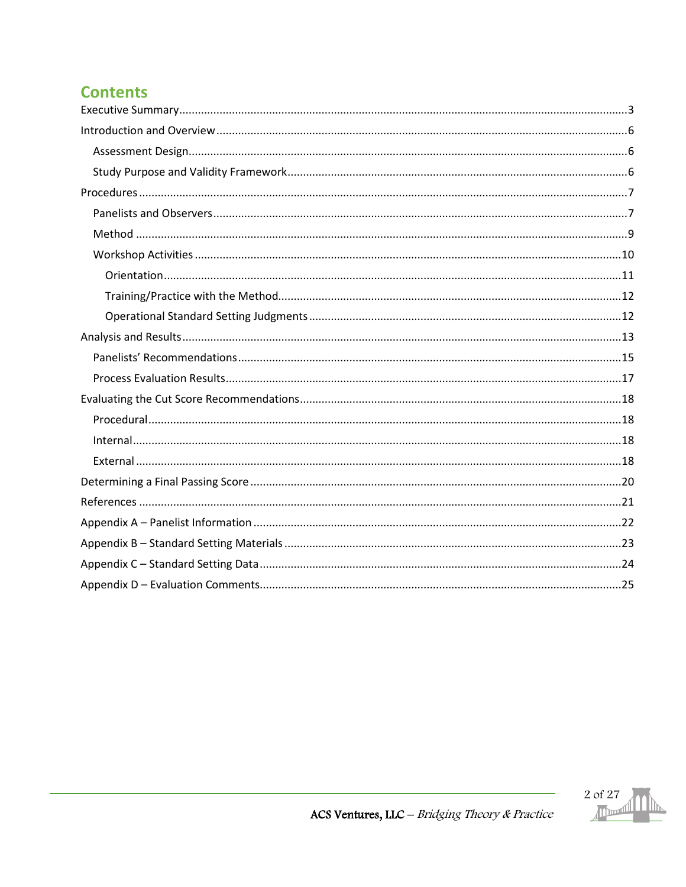## Contents

Executive Summary....3

Introduction and Overview....6

- Assessment Design....6
- Study Purpose and Validity Framework....6

Procedures....7

- Panelists and Observers....7
- Method....9
- Workshop Activities....10
  - Orientation....11
  - Training/Practice with the Method....12
  - Operational Standard Setting Judgments....12

Analysis and Results....13

- Panelists' Recommendations....15
- Process Evaluation Results....17

Evaluating the Cut Score Recommendations....18

- Procedural....18
- Internal....18
- External....18

Determining a Final Passing Score....20

References....21

Appendix A – Panelist Information....22

Appendix B – Standard Setting Materials....23

Appendix C – Standard Setting Data....24

Appendix D – Evaluation Comments....25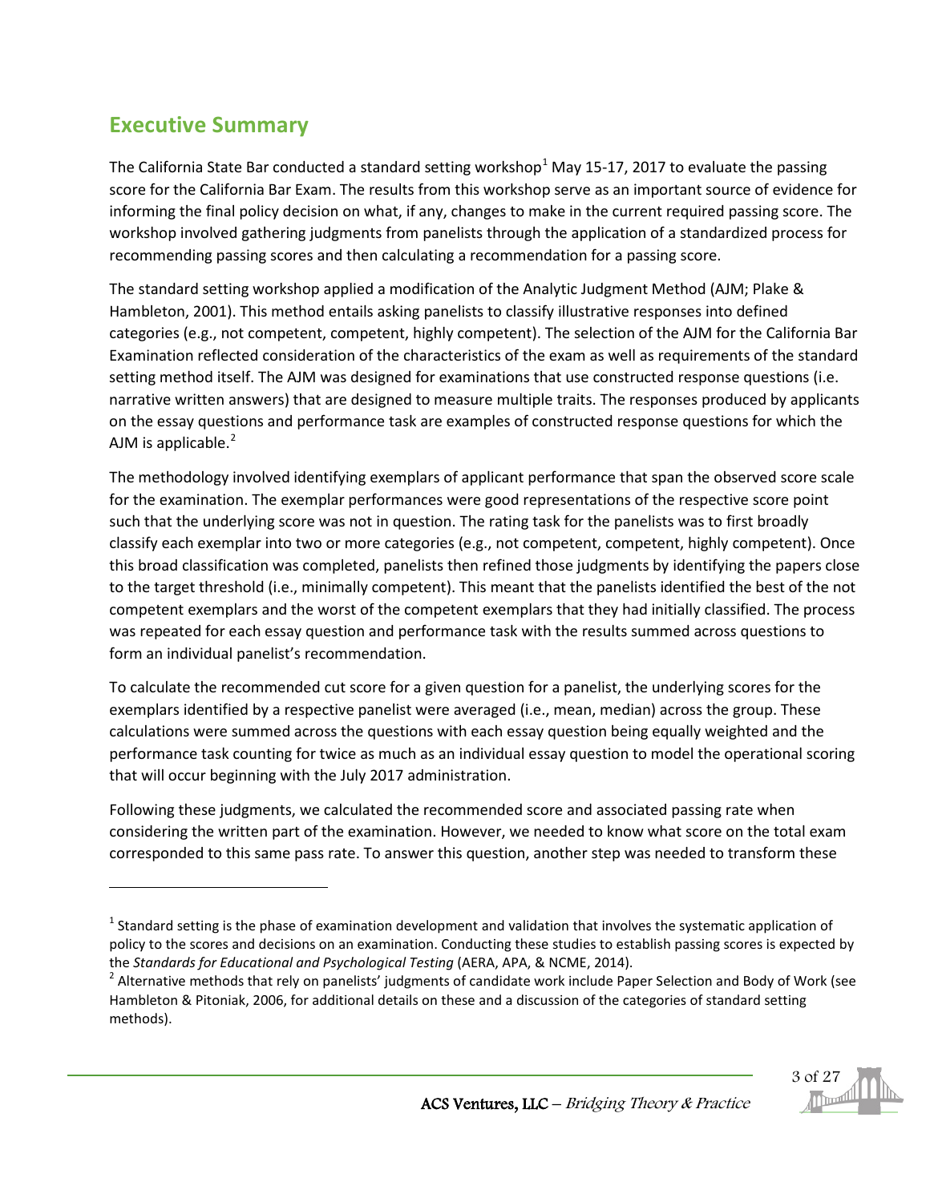## Executive Summary

The California State Bar conducted a standard setting workshop[1] May 15-17, 2017 to evaluate the passing score for the California Bar Exam. The results from this workshop serve as an important source of evidence for informing the final policy decision on what, if any, changes to make in the current required passing score. The workshop involved gathering judgments from panelists through the application of a standardized process for recommending passing scores and then calculating a recommendation for a passing score.

The standard setting workshop applied a modification of the Analytic Judgment Method (AJM; Plake & Hambleton, 2001). This method entails asking panelists to classify illustrative responses into defined categories (e.g., not competent, competent, highly competent). The selection of the AJM for the California Bar Examination reflected consideration of the characteristics of the exam as well as requirements of the standard setting method itself. The AJM was designed for examinations that use constructed response questions (i.e. narrative written answers) that are designed to measure multiple traits. The responses produced by applicants on the essay questions and performance task are examples of constructed response questions for which the AJM is applicable.[2]

The methodology involved identifying exemplars of applicant performance that span the observed score scale for the examination. The exemplar performances were good representations of the respective score point such that the underlying score was not in question. The rating task for the panelists was to first broadly classify each exemplar into two or more categories (e.g., not competent, competent, highly competent). Once this broad classification was completed, panelists then refined those judgments by identifying the papers close to the target threshold (i.e., minimally competent). This meant that the panelists identified the best of the not competent exemplars and the worst of the competent exemplars that they had initially classified. The process was repeated for each essay question and performance task with the results summed across questions to form an individual panelist's recommendation.

To calculate the recommended cut score for a given question for a panelist, the underlying scores for the exemplars identified by a respective panelist were averaged (i.e., mean, median) across the group. These calculations were summed across the questions with each essay question being equally weighted and the performance task counting for twice as much as an individual essay question to model the operational scoring that will occur beginning with the July 2017 administration.

Following these judgments, we calculated the recommended score and associated passing rate when considering the written part of the examination. However, we needed to know what score on the total exam corresponded to this same pass rate. To answer this question, another step was needed to transform these

---

[1] Standard setting is the phase of examination development and validation that involves the systematic application of policy to the scores and decisions on an examination. Conducting these studies to establish passing scores is expected by the *Standards for Educational and Psychological Testing* (AERA, APA, & NCME, 2014).

[2] Alternative methods that rely on panelists' judgments of candidate work include Paper Selection and Body of Work (see Hambleton & Pitoniak, 2006, for additional details on these and a discussion of the categories of standard setting methods).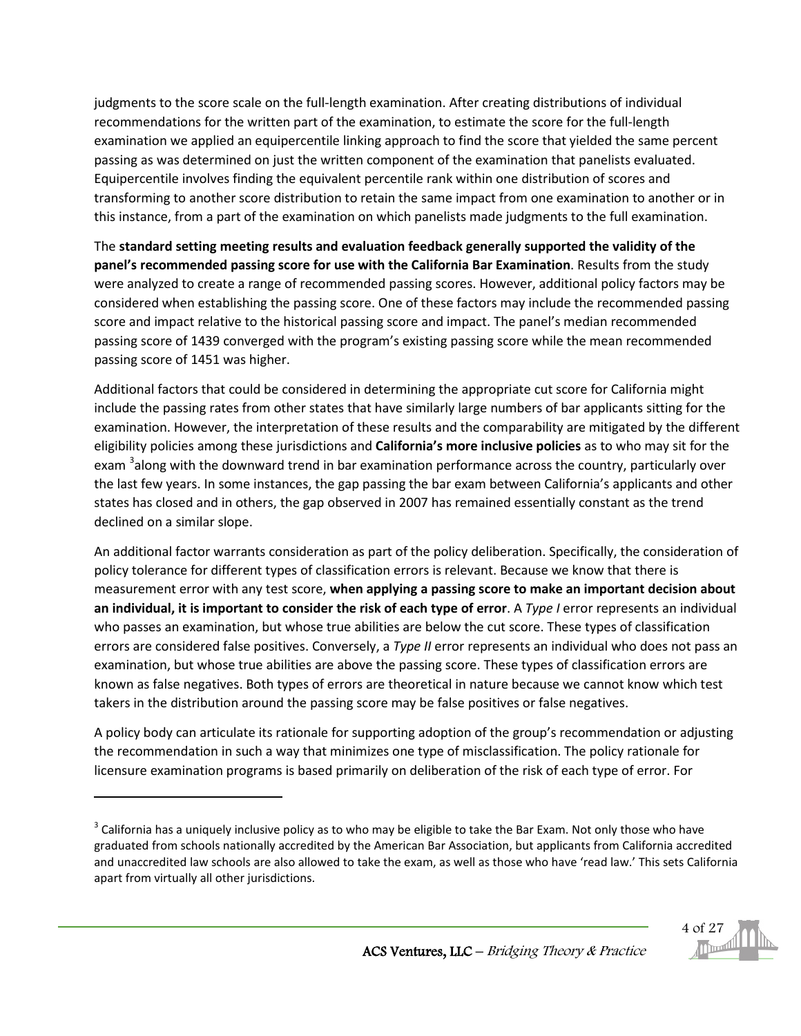judgments to the score scale on the full-length examination. After creating distributions of individual recommendations for the written part of the examination, to estimate the score for the full-length examination we applied an equipercentile linking approach to find the score that yielded the same percent passing as was determined on just the written component of the examination that panelists evaluated. Equipercentile involves finding the equivalent percentile rank within one distribution of scores and transforming to another score distribution to retain the same impact from one examination to another or in this instance, from a part of the examination on which panelists made judgments to the full examination.

The **standard setting meeting results and evaluation feedback generally supported the validity of the panel's recommended passing score for use with the California Bar Examination**. Results from the study were analyzed to create a range of recommended passing scores. However, additional policy factors may be considered when establishing the passing score. One of these factors may include the recommended passing score and impact relative to the historical passing score and impact. The panel's median recommended passing score of 1439 converged with the program's existing passing score while the mean recommended passing score of 1451 was higher.

Additional factors that could be considered in determining the appropriate cut score for California might include the passing rates from other states that have similarly large numbers of bar applicants sitting for the examination. However, the interpretation of these results and the comparability are mitigated by the different eligibility policies among these jurisdictions and **California's more inclusive policies** as to who may sit for the exam [3]along with the downward trend in bar examination performance across the country, particularly over the last few years. In some instances, the gap passing the bar exam between California's applicants and other states has closed and in others, the gap observed in 2007 has remained essentially constant as the trend declined on a similar slope.

An additional factor warrants consideration as part of the policy deliberation. Specifically, the consideration of policy tolerance for different types of classification errors is relevant. Because we know that there is measurement error with any test score, **when applying a passing score to make an important decision about an individual, it is important to consider the risk of each type of error**. A *Type I* error represents an individual who passes an examination, but whose true abilities are below the cut score. These types of classification errors are considered false positives. Conversely, a *Type II* error represents an individual who does not pass an examination, but whose true abilities are above the passing score. These types of classification errors are known as false negatives. Both types of errors are theoretical in nature because we cannot know which test takers in the distribution around the passing score may be false positives or false negatives.

A policy body can articulate its rationale for supporting adoption of the group's recommendation or adjusting the recommendation in such a way that minimizes one type of misclassification. The policy rationale for licensure examination programs is based primarily on deliberation of the risk of each type of error. For

[3] California has a uniquely inclusive policy as to who may be eligible to take the Bar Exam. Not only those who have graduated from schools nationally accredited by the American Bar Association, but applicants from California accredited and unaccredited law schools are also allowed to take the exam, as well as those who have 'read law.' This sets California apart from virtually all other jurisdictions.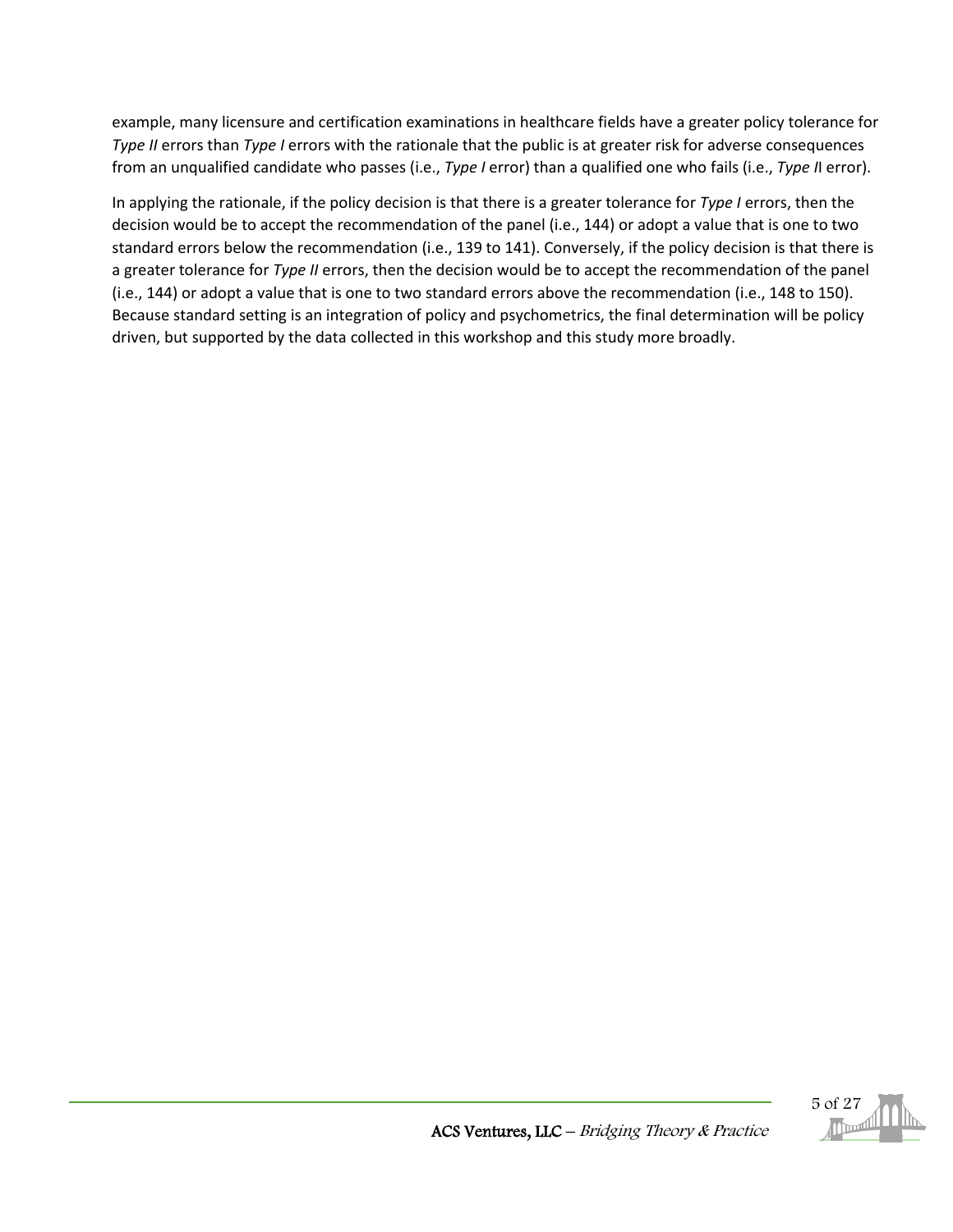example, many licensure and certification examinations in healthcare fields have a greater policy tolerance for *Type II* errors than *Type I* errors with the rationale that the public is at greater risk for adverse consequences from an unqualified candidate who passes (i.e., *Type I* error) than a qualified one who fails (i.e., *Type II* error).

In applying the rationale, if the policy decision is that there is a greater tolerance for *Type I* errors, then the decision would be to accept the recommendation of the panel (i.e., 144) or adopt a value that is one to two standard errors below the recommendation (i.e., 139 to 141). Conversely, if the policy decision is that there is a greater tolerance for *Type II* errors, then the decision would be to accept the recommendation of the panel (i.e., 144) or adopt a value that is one to two standard errors above the recommendation (i.e., 148 to 150). Because standard setting is an integration of policy and psychometrics, the final determination will be policy driven, but supported by the data collected in this workshop and this study more broadly.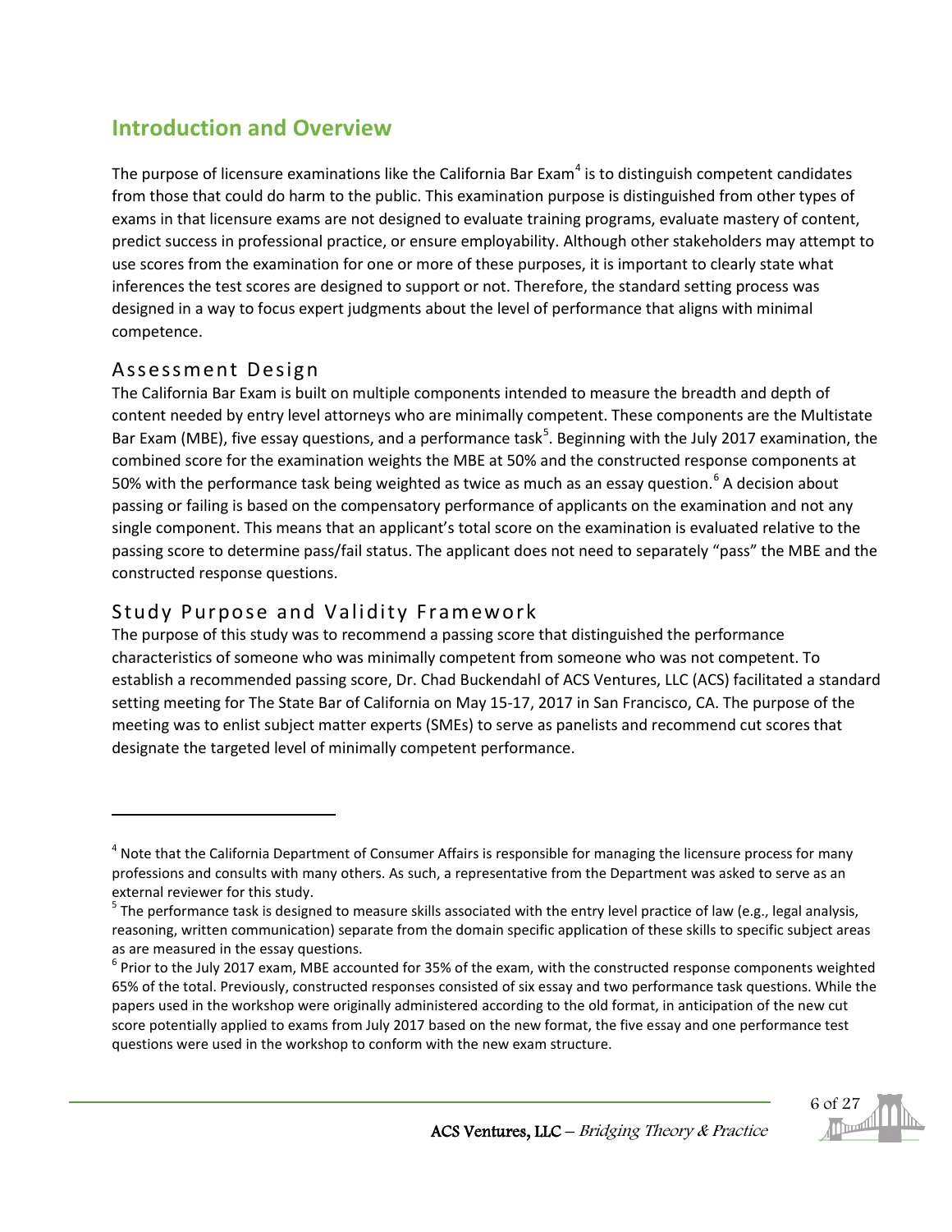## Introduction and Overview

The purpose of licensure examinations like the California Bar Exam[4] is to distinguish competent candidates from those that could do harm to the public. This examination purpose is distinguished from other types of exams in that licensure exams are not designed to evaluate training programs, evaluate mastery of content, predict success in professional practice, or ensure employability. Although other stakeholders may attempt to use scores from the examination for one or more of these purposes, it is important to clearly state what inferences the test scores are designed to support or not. Therefore, the standard setting process was designed in a way to focus expert judgments about the level of performance that aligns with minimal competence.

### Assessment Design

The California Bar Exam is built on multiple components intended to measure the breadth and depth of content needed by entry level attorneys who are minimally competent. These components are the Multistate Bar Exam (MBE), five essay questions, and a performance task[5]. Beginning with the July 2017 examination, the combined score for the examination weights the MBE at 50% and the constructed response components at 50% with the performance task being weighted as twice as much as an essay question.[6] A decision about passing or failing is based on the compensatory performance of applicants on the examination and not any single component. This means that an applicant's total score on the examination is evaluated relative to the passing score to determine pass/fail status. The applicant does not need to separately "pass" the MBE and the constructed response questions.

### Study Purpose and Validity Framework

The purpose of this study was to recommend a passing score that distinguished the performance characteristics of someone who was minimally competent from someone who was not competent. To establish a recommended passing score, Dr. Chad Buckendahl of ACS Ventures, LLC (ACS) facilitated a standard setting meeting for The State Bar of California on May 15-17, 2017 in San Francisco, CA. The purpose of the meeting was to enlist subject matter experts (SMEs) to serve as panelists and recommend cut scores that designate the targeted level of minimally competent performance.

---

[4] Note that the California Department of Consumer Affairs is responsible for managing the licensure process for many professions and consults with many others. As such, a representative from the Department was asked to serve as an external reviewer for this study.

[5] The performance task is designed to measure skills associated with the entry level practice of law (e.g., legal analysis, reasoning, written communication) separate from the domain specific application of these skills to specific subject areas as are measured in the essay questions.

[6] Prior to the July 2017 exam, MBE accounted for 35% of the exam, with the constructed response components weighted 65% of the total. Previously, constructed responses consisted of six essay and two performance task questions. While the papers used in the workshop were originally administered according to the old format, in anticipation of the new cut score potentially applied to exams from July 2017 based on the new format, the five essay and one performance test questions were used in the workshop to conform with the new exam structure.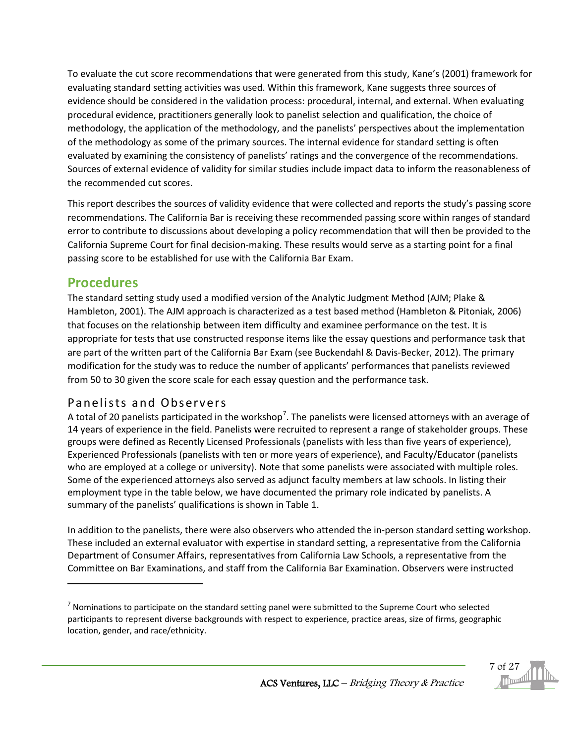To evaluate the cut score recommendations that were generated from this study, Kane's (2001) framework for evaluating standard setting activities was used. Within this framework, Kane suggests three sources of evidence should be considered in the validation process: procedural, internal, and external. When evaluating procedural evidence, practitioners generally look to panelist selection and qualification, the choice of methodology, the application of the methodology, and the panelists' perspectives about the implementation of the methodology as some of the primary sources. The internal evidence for standard setting is often evaluated by examining the consistency of panelists' ratings and the convergence of the recommendations. Sources of external evidence of validity for similar studies include impact data to inform the reasonableness of the recommended cut scores.

This report describes the sources of validity evidence that were collected and reports the study's passing score recommendations. The California Bar is receiving these recommended passing score within ranges of standard error to contribute to discussions about developing a policy recommendation that will then be provided to the California Supreme Court for final decision-making. These results would serve as a starting point for a final passing score to be established for use with the California Bar Exam.

## Procedures

The standard setting study used a modified version of the Analytic Judgment Method (AJM; Plake & Hambleton, 2001). The AJM approach is characterized as a test based method (Hambleton & Pitoniak, 2006) that focuses on the relationship between item difficulty and examinee performance on the test. It is appropriate for tests that use constructed response items like the essay questions and performance task that are part of the written part of the California Bar Exam (see Buckendahl & Davis-Becker, 2012). The primary modification for the study was to reduce the number of applicants' performances that panelists reviewed from 50 to 30 given the score scale for each essay question and the performance task.

### Panelists and Observers

A total of 20 panelists participated in the workshop[7]. The panelists were licensed attorneys with an average of 14 years of experience in the field. Panelists were recruited to represent a range of stakeholder groups. These groups were defined as Recently Licensed Professionals (panelists with less than five years of experience), Experienced Professionals (panelists with ten or more years of experience), and Faculty/Educator (panelists who are employed at a college or university). Note that some panelists were associated with multiple roles. Some of the experienced attorneys also served as adjunct faculty members at law schools. In listing their employment type in the table below, we have documented the primary role indicated by panelists. A summary of the panelists' qualifications is shown in Table 1.

In addition to the panelists, there were also observers who attended the in-person standard setting workshop. These included an external evaluator with expertise in standard setting, a representative from the California Department of Consumer Affairs, representatives from California Law Schools, a representative from the Committee on Bar Examinations, and staff from the California Bar Examination. Observers were instructed

[7] Nominations to participate on the standard setting panel were submitted to the Supreme Court who selected participants to represent diverse backgrounds with respect to experience, practice areas, size of firms, geographic location, gender, and race/ethnicity.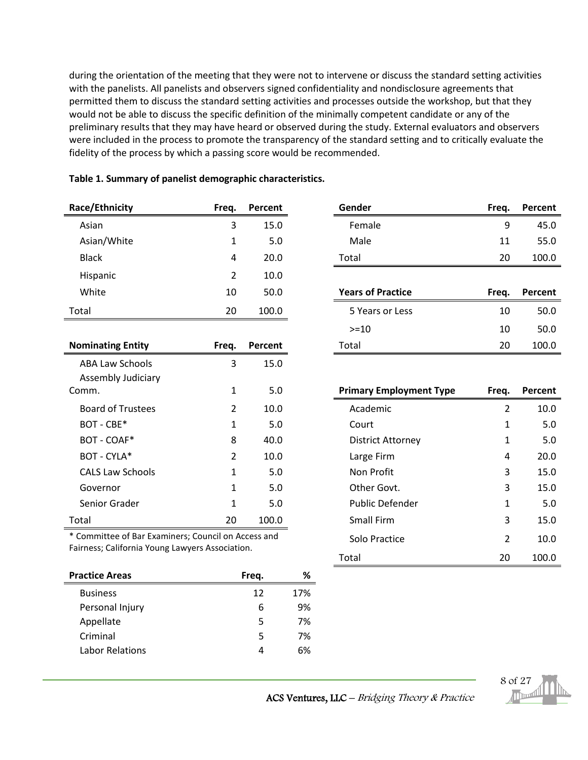during the orientation of the meeting that they were not to intervene or discuss the standard setting activities with the panelists. All panelists and observers signed confidentiality and nondisclosure agreements that permitted them to discuss the standard setting activities and processes outside the workshop, but that they would not be able to discuss the specific definition of the minimally competent candidate or any of the preliminary results that they may have heard or observed during the study. External evaluators and observers were included in the process to promote the transparency of the standard setting and to critically evaluate the fidelity of the process by which a passing score would be recommended.

**Table 1. Summary of panelist demographic characteristics.**

| Race/Ethnicity | Freq. | Percent |
|---|---|---|
| Asian | 3 | 15.0 |
| Asian/White | 1 | 5.0 |
| Black | 4 | 20.0 |
| Hispanic | 2 | 10.0 |
| White | 10 | 50.0 |
| Total | 20 | 100.0 |

| Nominating Entity | Freq. | Percent |
|---|---|---|
| ABA Law Schools | 3 | 15.0 |
| Assembly Judiciary Comm. | 1 | 5.0 |
| Board of Trustees | 2 | 10.0 |
| BOT - CBE* | 1 | 5.0 |
| BOT - COAF* | 8 | 40.0 |
| BOT - CYLA* | 2 | 10.0 |
| CALS Law Schools | 1 | 5.0 |
| Governor | 1 | 5.0 |
| Senior Grader | 1 | 5.0 |
| Total | 20 | 100.0 |

\* Committee of Bar Examiners; Council on Access and Fairness; California Young Lawyers Association.

| Practice Areas | Freq. | % |
|---|---|---|
| Business | 12 | 17% |
| Personal Injury | 6 | 9% |
| Appellate | 5 | 7% |
| Criminal | 5 | 7% |
| Labor Relations | 4 | 6% |

| Gender | Freq. | Percent |
|---|---|---|
| Female | 9 | 45.0 |
| Male | 11 | 55.0 |
| Total | 20 | 100.0 |

| Years of Practice | Freq. | Percent |
|---|---|---|
| 5 Years or Less | 10 | 50.0 |
| >=10 | 10 | 50.0 |
| Total | 20 | 100.0 |

| Primary Employment Type | Freq. | Percent |
|---|---|---|
| Academic | 2 | 10.0 |
| Court | 1 | 5.0 |
| District Attorney | 1 | 5.0 |
| Large Firm | 4 | 20.0 |
| Non Profit | 3 | 15.0 |
| Other Govt. | 3 | 15.0 |
| Public Defender | 1 | 5.0 |
| Small Firm | 3 | 15.0 |
| Solo Practice | 2 | 10.0 |
| Total | 20 | 100.0 |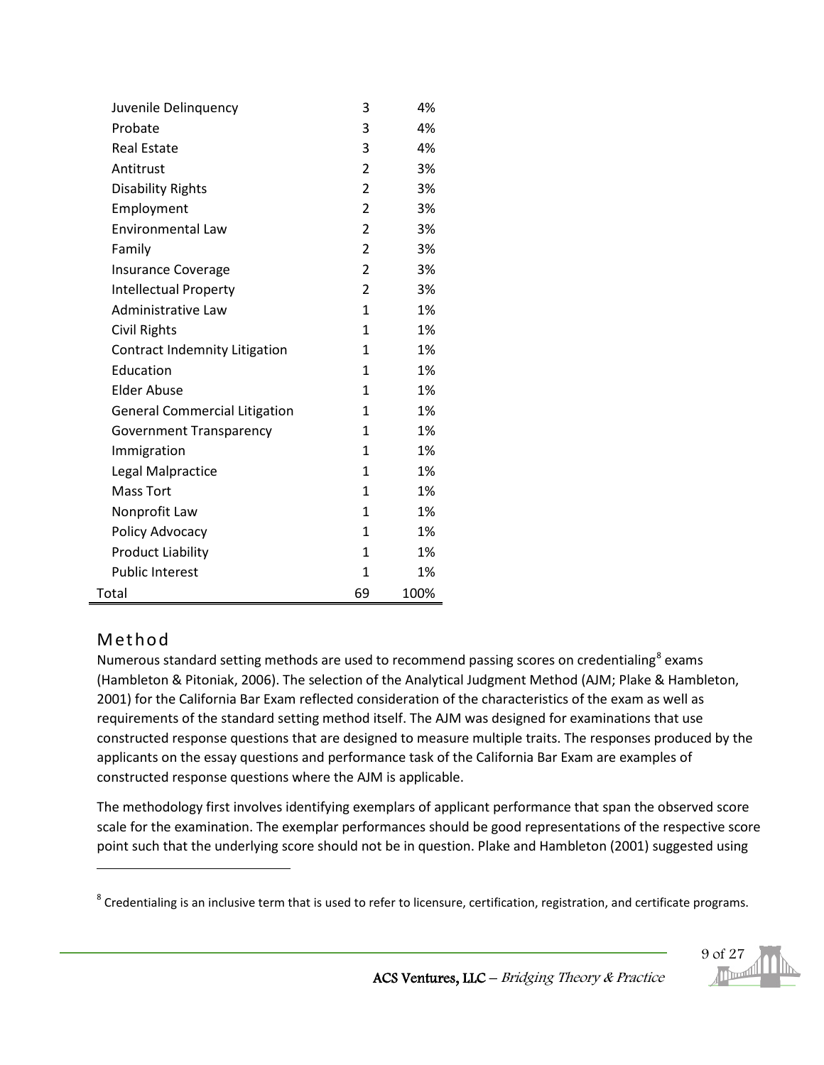| | | |
|---|---|---|
| Juvenile Delinquency | 3 | 4% |
| Probate | 3 | 4% |
| Real Estate | 3 | 4% |
| Antitrust | 2 | 3% |
| Disability Rights | 2 | 3% |
| Employment | 2 | 3% |
| Environmental Law | 2 | 3% |
| Family | 2 | 3% |
| Insurance Coverage | 2 | 3% |
| Intellectual Property | 2 | 3% |
| Administrative Law | 1 | 1% |
| Civil Rights | 1 | 1% |
| Contract Indemnity Litigation | 1 | 1% |
| Education | 1 | 1% |
| Elder Abuse | 1 | 1% |
| General Commercial Litigation | 1 | 1% |
| Government Transparency | 1 | 1% |
| Immigration | 1 | 1% |
| Legal Malpractice | 1 | 1% |
| Mass Tort | 1 | 1% |
| Nonprofit Law | 1 | 1% |
| Policy Advocacy | 1 | 1% |
| Product Liability | 1 | 1% |
| Public Interest | 1 | 1% |
| Total | 69 | 100% |

## Method

Numerous standard setting methods are used to recommend passing scores on credentialing[8] exams (Hambleton & Pitoniak, 2006). The selection of the Analytical Judgment Method (AJM; Plake & Hambleton, 2001) for the California Bar Exam reflected consideration of the characteristics of the exam as well as requirements of the standard setting method itself. The AJM was designed for examinations that use constructed response questions that are designed to measure multiple traits. The responses produced by the applicants on the essay questions and performance task of the California Bar Exam are examples of constructed response questions where the AJM is applicable.

The methodology first involves identifying exemplars of applicant performance that span the observed score scale for the examination. The exemplar performances should be good representations of the respective score point such that the underlying score should not be in question. Plake and Hambleton (2001) suggested using

[8] Credentialing is an inclusive term that is used to refer to licensure, certification, registration, and certificate programs.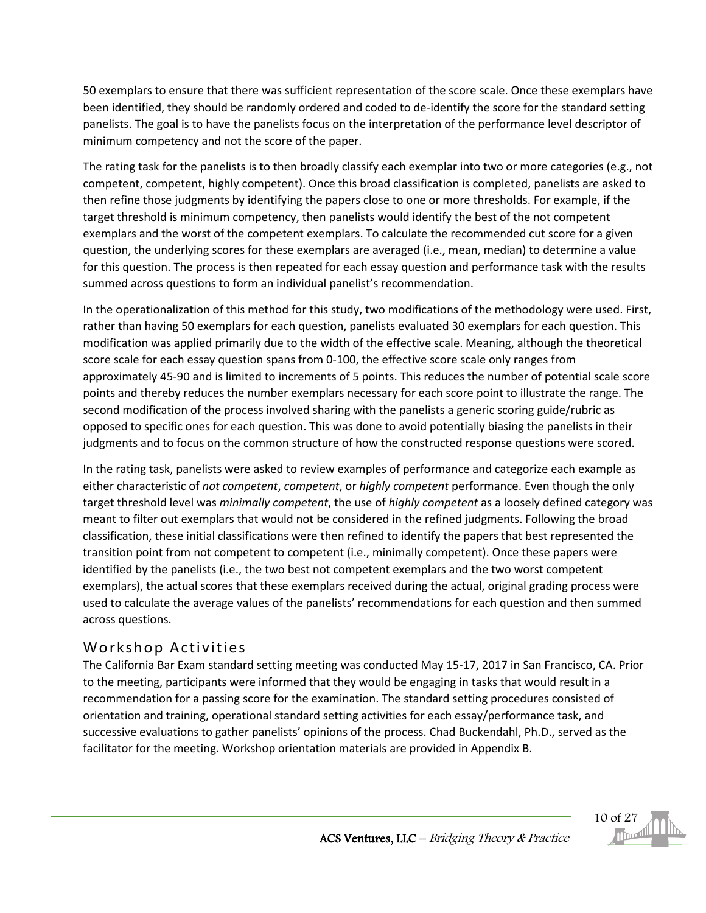50 exemplars to ensure that there was sufficient representation of the score scale. Once these exemplars have been identified, they should be randomly ordered and coded to de-identify the score for the standard setting panelists. The goal is to have the panelists focus on the interpretation of the performance level descriptor of minimum competency and not the score of the paper.

The rating task for the panelists is to then broadly classify each exemplar into two or more categories (e.g., not competent, competent, highly competent). Once this broad classification is completed, panelists are asked to then refine those judgments by identifying the papers close to one or more thresholds. For example, if the target threshold is minimum competency, then panelists would identify the best of the not competent exemplars and the worst of the competent exemplars. To calculate the recommended cut score for a given question, the underlying scores for these exemplars are averaged (i.e., mean, median) to determine a value for this question. The process is then repeated for each essay question and performance task with the results summed across questions to form an individual panelist's recommendation.

In the operationalization of this method for this study, two modifications of the methodology were used. First, rather than having 50 exemplars for each question, panelists evaluated 30 exemplars for each question. This modification was applied primarily due to the width of the effective scale. Meaning, although the theoretical score scale for each essay question spans from 0-100, the effective score scale only ranges from approximately 45-90 and is limited to increments of 5 points. This reduces the number of potential scale score points and thereby reduces the number exemplars necessary for each score point to illustrate the range. The second modification of the process involved sharing with the panelists a generic scoring guide/rubric as opposed to specific ones for each question. This was done to avoid potentially biasing the panelists in their judgments and to focus on the common structure of how the constructed response questions were scored.

In the rating task, panelists were asked to review examples of performance and categorize each example as either characteristic of *not competent*, *competent*, or *highly competent* performance. Even though the only target threshold level was *minimally competent*, the use of *highly competent* as a loosely defined category was meant to filter out exemplars that would not be considered in the refined judgments. Following the broad classification, these initial classifications were then refined to identify the papers that best represented the transition point from not competent to competent (i.e., minimally competent). Once these papers were identified by the panelists (i.e., the two best not competent exemplars and the two worst competent exemplars), the actual scores that these exemplars received during the actual, original grading process were used to calculate the average values of the panelists' recommendations for each question and then summed across questions.

## Workshop Activities

The California Bar Exam standard setting meeting was conducted May 15-17, 2017 in San Francisco, CA. Prior to the meeting, participants were informed that they would be engaging in tasks that would result in a recommendation for a passing score for the examination. The standard setting procedures consisted of orientation and training, operational standard setting activities for each essay/performance task, and successive evaluations to gather panelists' opinions of the process. Chad Buckendahl, Ph.D., served as the facilitator for the meeting. Workshop orientation materials are provided in Appendix B.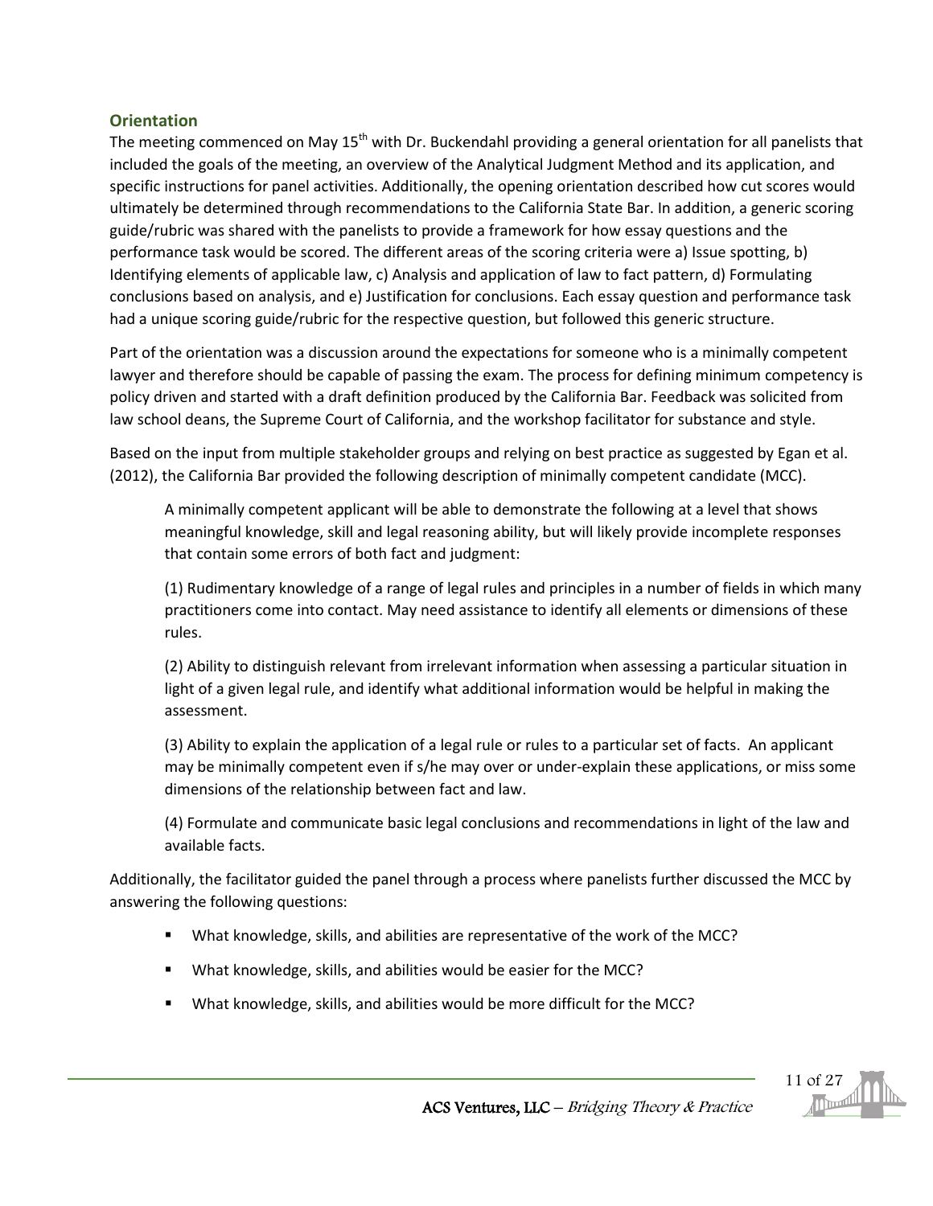## Orientation

The meeting commenced on May 15th with Dr. Buckendahl providing a general orientation for all panelists that included the goals of the meeting, an overview of the Analytical Judgment Method and its application, and specific instructions for panel activities. Additionally, the opening orientation described how cut scores would ultimately be determined through recommendations to the California State Bar. In addition, a generic scoring guide/rubric was shared with the panelists to provide a framework for how essay questions and the performance task would be scored. The different areas of the scoring criteria were a) Issue spotting, b) Identifying elements of applicable law, c) Analysis and application of law to fact pattern, d) Formulating conclusions based on analysis, and e) Justification for conclusions. Each essay question and performance task had a unique scoring guide/rubric for the respective question, but followed this generic structure.

Part of the orientation was a discussion around the expectations for someone who is a minimally competent lawyer and therefore should be capable of passing the exam. The process for defining minimum competency is policy driven and started with a draft definition produced by the California Bar. Feedback was solicited from law school deans, the Supreme Court of California, and the workshop facilitator for substance and style.

Based on the input from multiple stakeholder groups and relying on best practice as suggested by Egan et al. (2012), the California Bar provided the following description of minimally competent candidate (MCC).

> A minimally competent applicant will be able to demonstrate the following at a level that shows meaningful knowledge, skill and legal reasoning ability, but will likely provide incomplete responses that contain some errors of both fact and judgment:
>
> (1) Rudimentary knowledge of a range of legal rules and principles in a number of fields in which many practitioners come into contact. May need assistance to identify all elements or dimensions of these rules.
>
> (2) Ability to distinguish relevant from irrelevant information when assessing a particular situation in light of a given legal rule, and identify what additional information would be helpful in making the assessment.
>
> (3) Ability to explain the application of a legal rule or rules to a particular set of facts. An applicant may be minimally competent even if s/he may over or under-explain these applications, or miss some dimensions of the relationship between fact and law.
>
> (4) Formulate and communicate basic legal conclusions and recommendations in light of the law and available facts.

Additionally, the facilitator guided the panel through a process where panelists further discussed the MCC by answering the following questions:

- What knowledge, skills, and abilities are representative of the work of the MCC?
- What knowledge, skills, and abilities would be easier for the MCC?
- What knowledge, skills, and abilities would be more difficult for the MCC?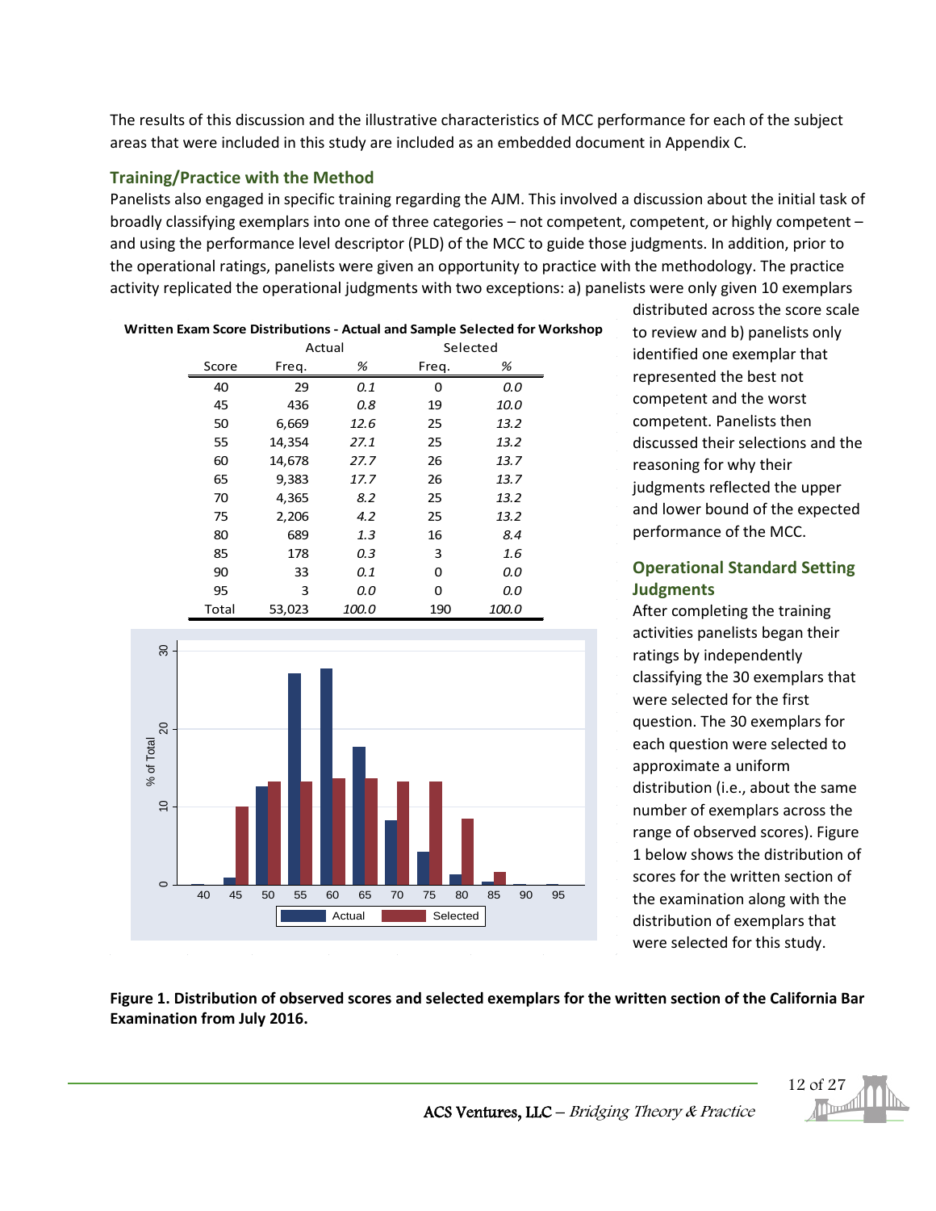The results of this discussion and the illustrative characteristics of MCC performance for each of the subject areas that were included in this study are included as an embedded document in Appendix C.

## Training/Practice with the Method

Panelists also engaged in specific training regarding the AJM. This involved a discussion about the initial task of broadly classifying exemplars into one of three categories – not competent, competent, or highly competent – and using the performance level descriptor (PLD) of the MCC to guide those judgments. In addition, prior to the operational ratings, panelists were given an opportunity to practice with the methodology. The practice activity replicated the operational judgments with two exceptions: a) panelists were only given 10 exemplars distributed across the score scale to review and b) panelists only identified one exemplar that represented the best not competent and the worst competent. Panelists then discussed their selections and the reasoning for why their judgments reflected the upper and lower bound of the expected performance of the MCC.

## Operational Standard Setting Judgments

After completing the training activities panelists began their ratings by independently classifying the 30 exemplars that were selected for the first question. The 30 exemplars for each question were selected to approximate a uniform distribution (i.e., about the same number of exemplars across the range of observed scores). Figure 1 below shows the distribution of scores for the written section of the examination along with the distribution of exemplars that were selected for this study.

**Written Exam Score Distributions - Actual and Sample Selected for Workshop**

| | Actual | | Selected | |
|---|---|---|---|---|
| Score | Freq. | % | Freq. | % |
| 40 | 29 | *0.1* | 0 | *0.0* |
| 45 | 436 | *0.8* | 19 | *10.0* |
| 50 | 6,669 | *12.6* | 25 | *13.2* |
| 55 | 14,354 | *27.1* | 25 | *13.2* |
| 60 | 14,678 | *27.7* | 26 | *13.7* |
| 65 | 9,383 | *17.7* | 26 | *13.7* |
| 70 | 4,365 | *8.2* | 25 | *13.2* |
| 75 | 2,206 | *4.2* | 25 | *13.2* |
| 80 | 689 | *1.3* | 16 | *8.4* |
| 85 | 178 | *0.3* | 3 | *1.6* |
| 90 | 33 | *0.1* | 0 | *0.0* |
| 95 | 3 | *0.0* | 0 | *0.0* |
| Total | 53,023 | *100.0* | 190 | *100.0* |

**Figure 1. Distribution of observed scores and selected exemplars for the written section of the California Bar Examination from July 2016.**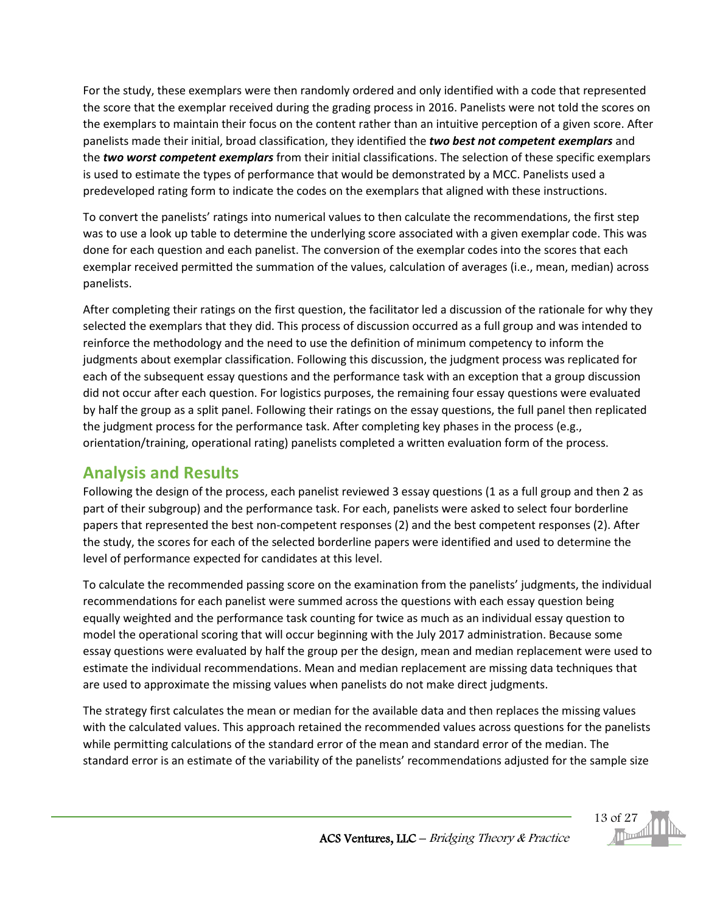For the study, these exemplars were then randomly ordered and only identified with a code that represented the score that the exemplar received during the grading process in 2016. Panelists were not told the scores on the exemplars to maintain their focus on the content rather than an intuitive perception of a given score. After panelists made their initial, broad classification, they identified the ***two best not competent exemplars*** and the ***two worst competent exemplars*** from their initial classifications. The selection of these specific exemplars is used to estimate the types of performance that would be demonstrated by a MCC. Panelists used a predeveloped rating form to indicate the codes on the exemplars that aligned with these instructions.

To convert the panelists' ratings into numerical values to then calculate the recommendations, the first step was to use a look up table to determine the underlying score associated with a given exemplar code. This was done for each question and each panelist. The conversion of the exemplar codes into the scores that each exemplar received permitted the summation of the values, calculation of averages (i.e., mean, median) across panelists.

After completing their ratings on the first question, the facilitator led a discussion of the rationale for why they selected the exemplars that they did. This process of discussion occurred as a full group and was intended to reinforce the methodology and the need to use the definition of minimum competency to inform the judgments about exemplar classification. Following this discussion, the judgment process was replicated for each of the subsequent essay questions and the performance task with an exception that a group discussion did not occur after each question. For logistics purposes, the remaining four essay questions were evaluated by half the group as a split panel. Following their ratings on the essay questions, the full panel then replicated the judgment process for the performance task. After completing key phases in the process (e.g., orientation/training, operational rating) panelists completed a written evaluation form of the process.

## Analysis and Results

Following the design of the process, each panelist reviewed 3 essay questions (1 as a full group and then 2 as part of their subgroup) and the performance task. For each, panelists were asked to select four borderline papers that represented the best non-competent responses (2) and the best competent responses (2). After the study, the scores for each of the selected borderline papers were identified and used to determine the level of performance expected for candidates at this level.

To calculate the recommended passing score on the examination from the panelists' judgments, the individual recommendations for each panelist were summed across the questions with each essay question being equally weighted and the performance task counting for twice as much as an individual essay question to model the operational scoring that will occur beginning with the July 2017 administration. Because some essay questions were evaluated by half the group per the design, mean and median replacement were used to estimate the individual recommendations. Mean and median replacement are missing data techniques that are used to approximate the missing values when panelists do not make direct judgments.

The strategy first calculates the mean or median for the available data and then replaces the missing values with the calculated values. This approach retained the recommended values across questions for the panelists while permitting calculations of the standard error of the mean and standard error of the median. The standard error is an estimate of the variability of the panelists' recommendations adjusted for the sample size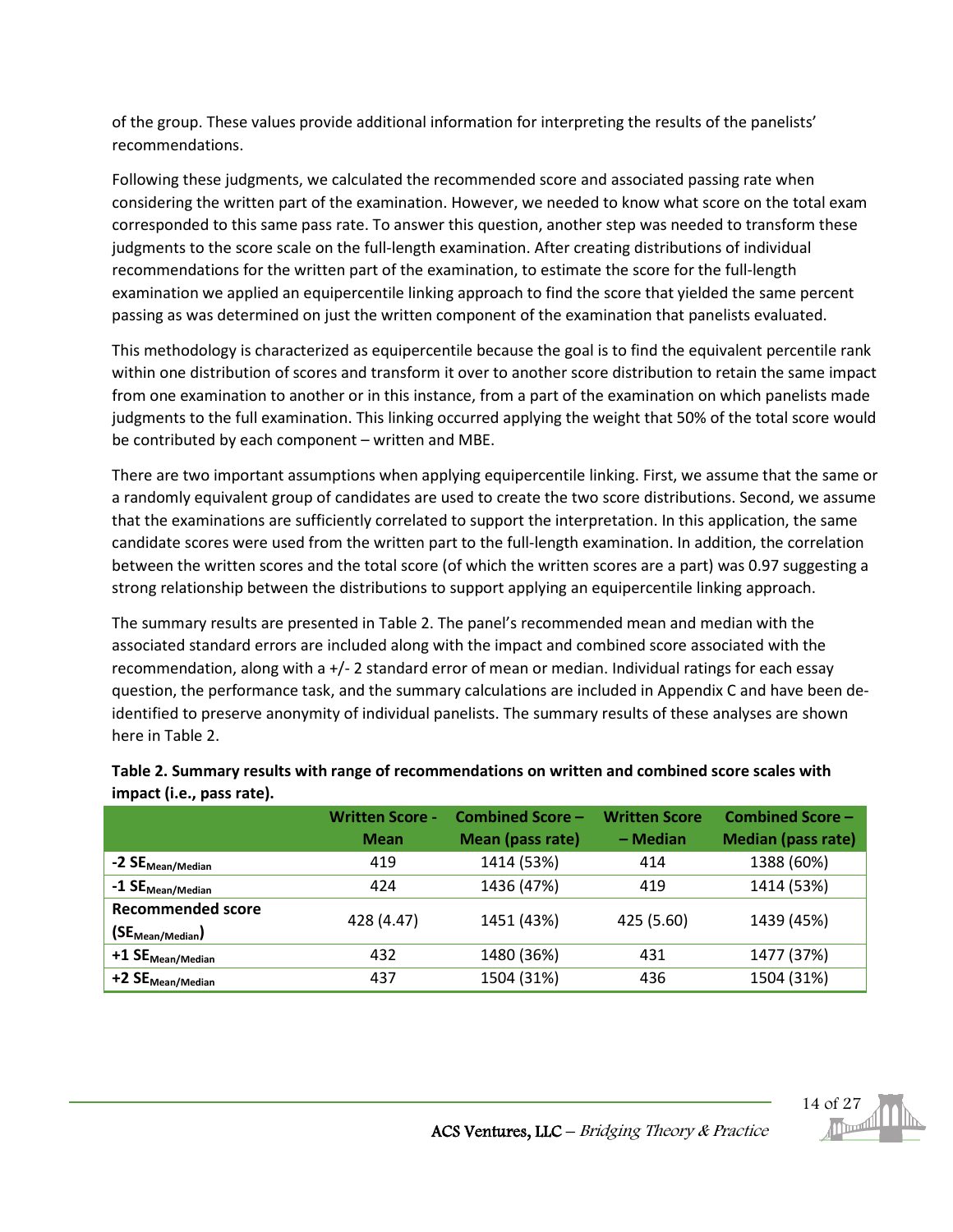of the group. These values provide additional information for interpreting the results of the panelists' recommendations.

Following these judgments, we calculated the recommended score and associated passing rate when considering the written part of the examination. However, we needed to know what score on the total exam corresponded to this same pass rate. To answer this question, another step was needed to transform these judgments to the score scale on the full-length examination. After creating distributions of individual recommendations for the written part of the examination, to estimate the score for the full-length examination we applied an equipercentile linking approach to find the score that yielded the same percent passing as was determined on just the written component of the examination that panelists evaluated.

This methodology is characterized as equipercentile because the goal is to find the equivalent percentile rank within one distribution of scores and transform it over to another score distribution to retain the same impact from one examination to another or in this instance, from a part of the examination on which panelists made judgments to the full examination. This linking occurred applying the weight that 50% of the total score would be contributed by each component – written and MBE.

There are two important assumptions when applying equipercentile linking. First, we assume that the same or a randomly equivalent group of candidates are used to create the two score distributions. Second, we assume that the examinations are sufficiently correlated to support the interpretation. In this application, the same candidate scores were used from the written part to the full-length examination. In addition, the correlation between the written scores and the total score (of which the written scores are a part) was 0.97 suggesting a strong relationship between the distributions to support applying an equipercentile linking approach.

The summary results are presented in Table 2. The panel's recommended mean and median with the associated standard errors are included along with the impact and combined score associated with the recommendation, along with a +/- 2 standard error of mean or median. Individual ratings for each essay question, the performance task, and the summary calculations are included in Appendix C and have been de-identified to preserve anonymity of individual panelists. The summary results of these analyses are shown here in Table 2.

**Table 2. Summary results with range of recommendations on written and combined score scales with impact (i.e., pass rate).**

| | Written Score - Mean | Combined Score – Mean (pass rate) | Written Score – Median | Combined Score – Median (pass rate) |
|---|---|---|---|---|
| **-2 $SE_{Mean/Median}$** | 419 | 1414 (53%) | 414 | 1388 (60%) |
| **-1 $SE_{Mean/Median}$** | 424 | 1436 (47%) | 419 | 1414 (53%) |
| **Recommended score ($SE_{Mean/Median}$)** | 428 (4.47) | 1451 (43%) | 425 (5.60) | 1439 (45%) |
| **+1 $SE_{Mean/Median}$** | 432 | 1480 (36%) | 431 | 1477 (37%) |
| **+2 $SE_{Mean/Median}$** | 437 | 1504 (31%) | 436 | 1504 (31%) |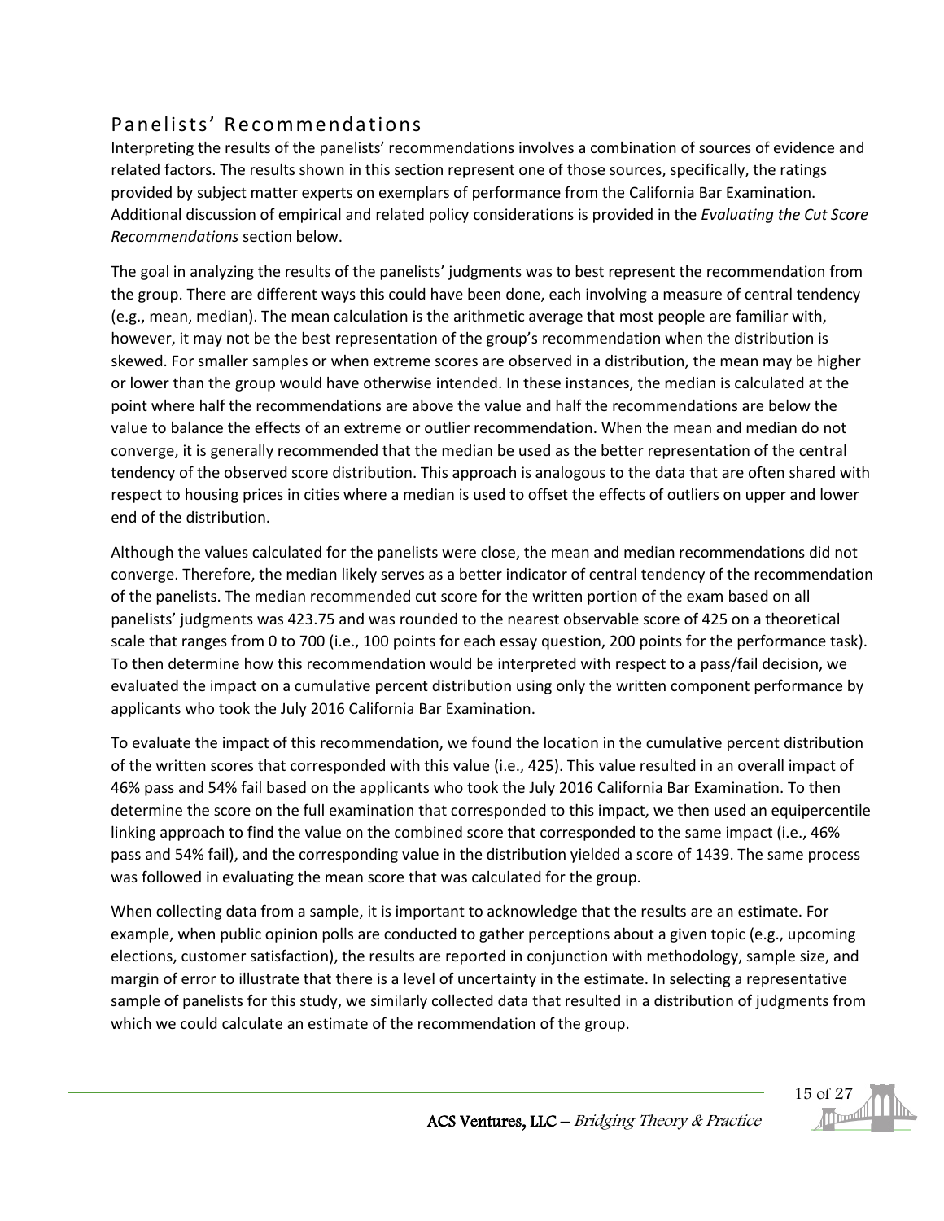## Panelists' Recommendations

Interpreting the results of the panelists' recommendations involves a combination of sources of evidence and related factors. The results shown in this section represent one of those sources, specifically, the ratings provided by subject matter experts on exemplars of performance from the California Bar Examination. Additional discussion of empirical and related policy considerations is provided in the *Evaluating the Cut Score Recommendations* section below.

The goal in analyzing the results of the panelists' judgments was to best represent the recommendation from the group. There are different ways this could have been done, each involving a measure of central tendency (e.g., mean, median). The mean calculation is the arithmetic average that most people are familiar with, however, it may not be the best representation of the group's recommendation when the distribution is skewed. For smaller samples or when extreme scores are observed in a distribution, the mean may be higher or lower than the group would have otherwise intended. In these instances, the median is calculated at the point where half the recommendations are above the value and half the recommendations are below the value to balance the effects of an extreme or outlier recommendation. When the mean and median do not converge, it is generally recommended that the median be used as the better representation of the central tendency of the observed score distribution. This approach is analogous to the data that are often shared with respect to housing prices in cities where a median is used to offset the effects of outliers on upper and lower end of the distribution.

Although the values calculated for the panelists were close, the mean and median recommendations did not converge. Therefore, the median likely serves as a better indicator of central tendency of the recommendation of the panelists. The median recommended cut score for the written portion of the exam based on all panelists' judgments was 423.75 and was rounded to the nearest observable score of 425 on a theoretical scale that ranges from 0 to 700 (i.e., 100 points for each essay question, 200 points for the performance task). To then determine how this recommendation would be interpreted with respect to a pass/fail decision, we evaluated the impact on a cumulative percent distribution using only the written component performance by applicants who took the July 2016 California Bar Examination.

To evaluate the impact of this recommendation, we found the location in the cumulative percent distribution of the written scores that corresponded with this value (i.e., 425). This value resulted in an overall impact of 46% pass and 54% fail based on the applicants who took the July 2016 California Bar Examination. To then determine the score on the full examination that corresponded to this impact, we then used an equipercentile linking approach to find the value on the combined score that corresponded to the same impact (i.e., 46% pass and 54% fail), and the corresponding value in the distribution yielded a score of 1439. The same process was followed in evaluating the mean score that was calculated for the group.

When collecting data from a sample, it is important to acknowledge that the results are an estimate. For example, when public opinion polls are conducted to gather perceptions about a given topic (e.g., upcoming elections, customer satisfaction), the results are reported in conjunction with methodology, sample size, and margin of error to illustrate that there is a level of uncertainty in the estimate. In selecting a representative sample of panelists for this study, we similarly collected data that resulted in a distribution of judgments from which we could calculate an estimate of the recommendation of the group.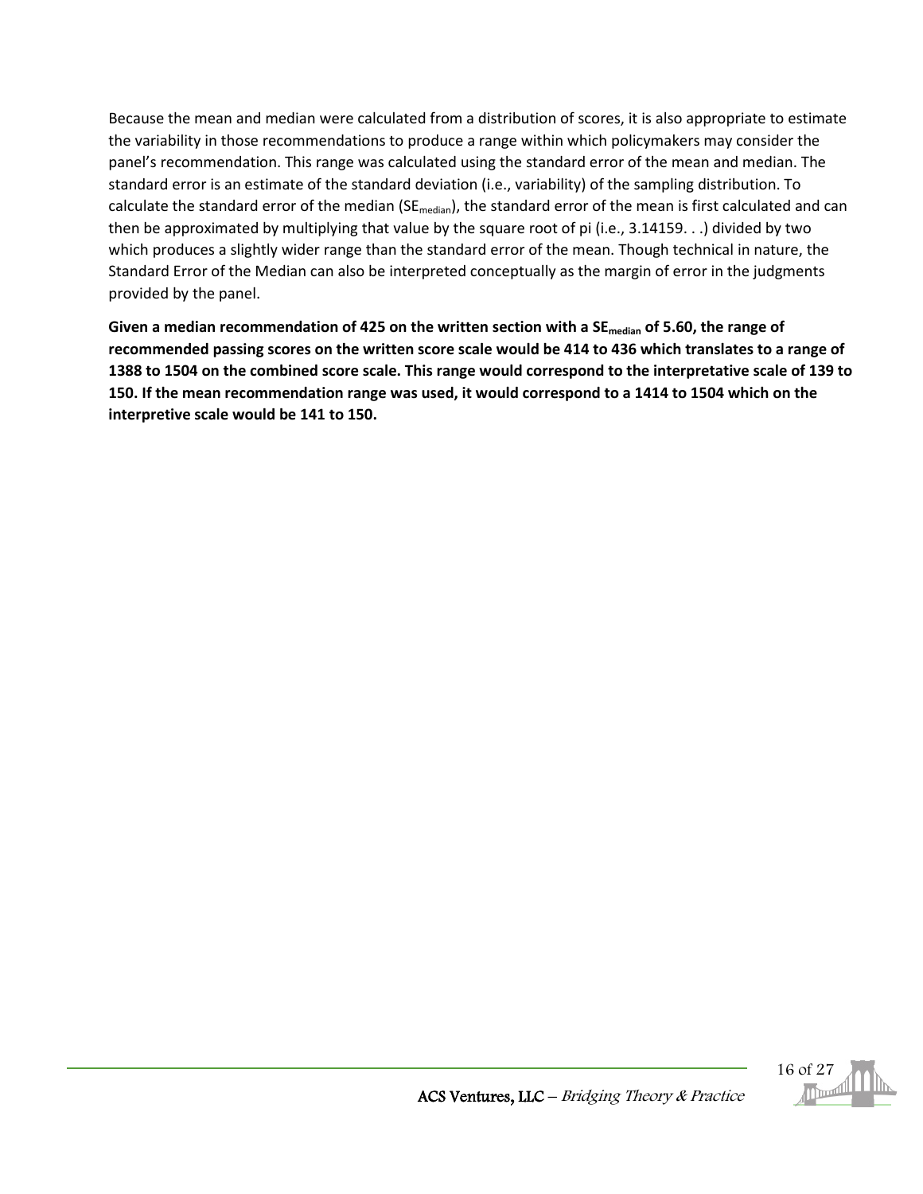Because the mean and median were calculated from a distribution of scores, it is also appropriate to estimate the variability in those recommendations to produce a range within which policymakers may consider the panel's recommendation. This range was calculated using the standard error of the mean and median. The standard error is an estimate of the standard deviation (i.e., variability) of the sampling distribution. To calculate the standard error of the median ($SE_{median}$), the standard error of the mean is first calculated and can then be approximated by multiplying that value by the square root of pi (i.e., 3.14159. . .) divided by two which produces a slightly wider range than the standard error of the mean. Though technical in nature, the Standard Error of the Median can also be interpreted conceptually as the margin of error in the judgments provided by the panel.

**Given a median recommendation of 425 on the written section with a $SE_{median}$ of 5.60, the range of recommended passing scores on the written score scale would be 414 to 436 which translates to a range of 1388 to 1504 on the combined score scale. This range would correspond to the interpretative scale of 139 to 150. If the mean recommendation range was used, it would correspond to a 1414 to 1504 which on the interpretive scale would be 141 to 150.**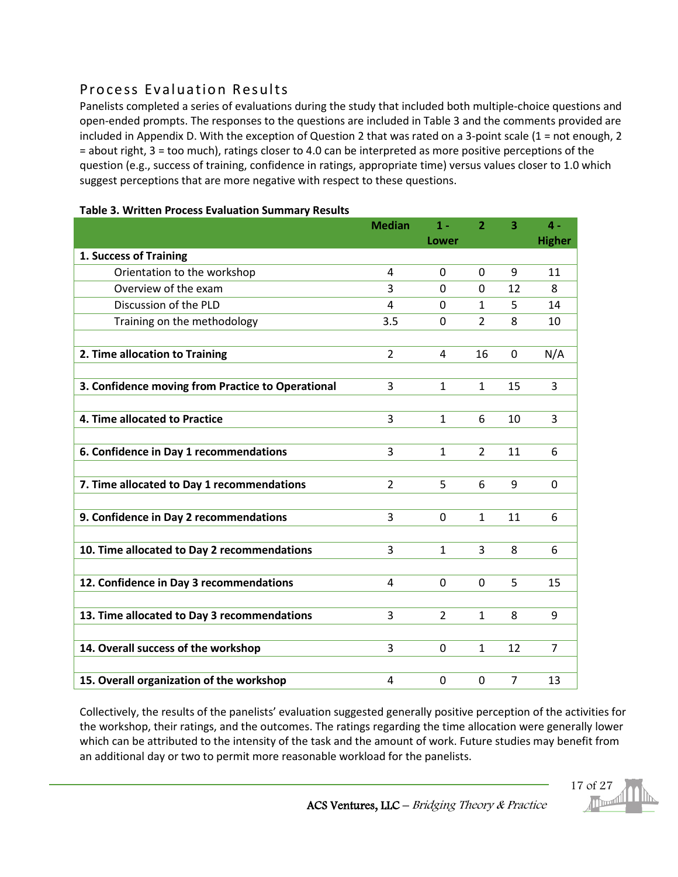## Process Evaluation Results

Panelists completed a series of evaluations during the study that included both multiple-choice questions and open-ended prompts. The responses to the questions are included in Table 3 and the comments provided are included in Appendix D. With the exception of Question 2 that was rated on a 3-point scale (1 = not enough, 2 = about right, 3 = too much), ratings closer to 4.0 can be interpreted as more positive perceptions of the question (e.g., success of training, confidence in ratings, appropriate time) versus values closer to 1.0 which suggest perceptions that are more negative with respect to these questions.

**Table 3. Written Process Evaluation Summary Results**

| | Median | 1 - Lower | 2 | 3 | 4 - Higher |
|---|---|---|---|---|---|
| **1. Success of Training** | | | | | |
| Orientation to the workshop | 4 | 0 | 0 | 9 | 11 |
| Overview of the exam | 3 | 0 | 0 | 12 | 8 |
| Discussion of the PLD | 4 | 0 | 1 | 5 | 14 |
| Training on the methodology | 3.5 | 0 | 2 | 8 | 10 |
| **2. Time allocation to Training** | 2 | 4 | 16 | 0 | N/A |
| **3. Confidence moving from Practice to Operational** | 3 | 1 | 1 | 15 | 3 |
| **4. Time allocated to Practice** | 3 | 1 | 6 | 10 | 3 |
| **6. Confidence in Day 1 recommendations** | 3 | 1 | 2 | 11 | 6 |
| **7. Time allocated to Day 1 recommendations** | 2 | 5 | 6 | 9 | 0 |
| **9. Confidence in Day 2 recommendations** | 3 | 0 | 1 | 11 | 6 |
| **10. Time allocated to Day 2 recommendations** | 3 | 1 | 3 | 8 | 6 |
| **12. Confidence in Day 3 recommendations** | 4 | 0 | 0 | 5 | 15 |
| **13. Time allocated to Day 3 recommendations** | 3 | 2 | 1 | 8 | 9 |
| **14. Overall success of the workshop** | 3 | 0 | 1 | 12 | 7 |
| **15. Overall organization of the workshop** | 4 | 0 | 0 | 7 | 13 |

Collectively, the results of the panelists' evaluation suggested generally positive perception of the activities for the workshop, their ratings, and the outcomes. The ratings regarding the time allocation were generally lower which can be attributed to the intensity of the task and the amount of work. Future studies may benefit from an additional day or two to permit more reasonable workload for the panelists.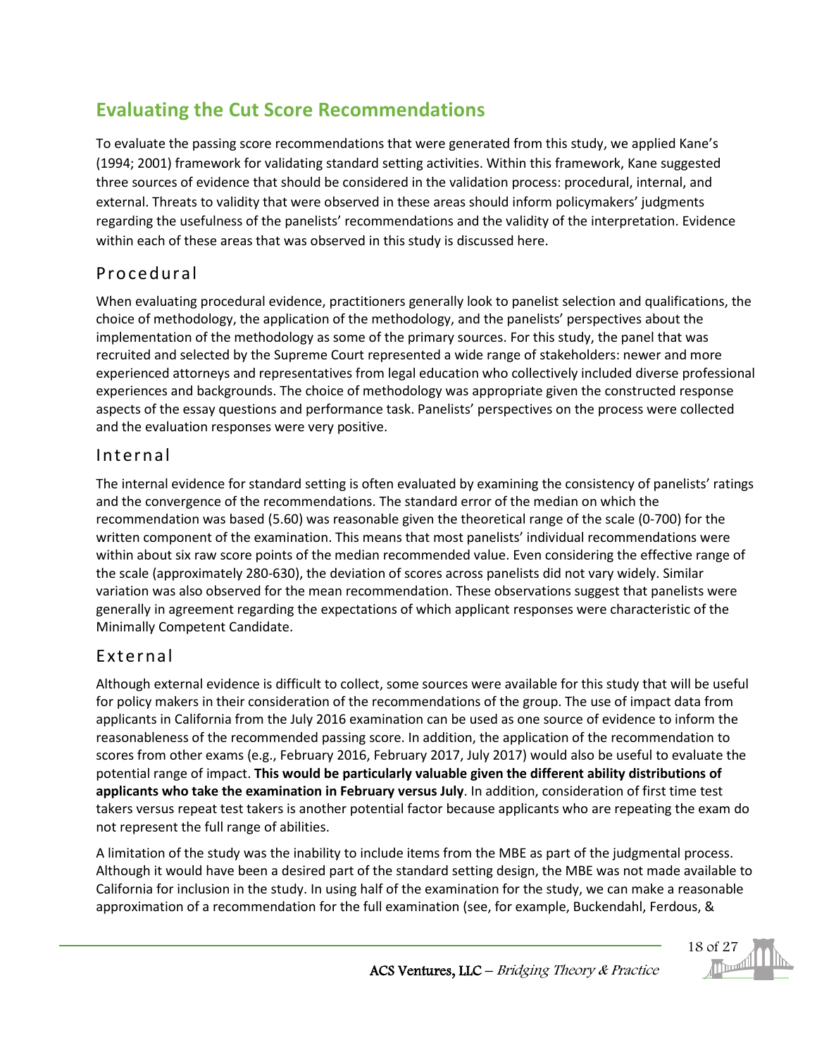## Evaluating the Cut Score Recommendations

To evaluate the passing score recommendations that were generated from this study, we applied Kane's (1994; 2001) framework for validating standard setting activities. Within this framework, Kane suggested three sources of evidence that should be considered in the validation process: procedural, internal, and external. Threats to validity that were observed in these areas should inform policymakers' judgments regarding the usefulness of the panelists' recommendations and the validity of the interpretation. Evidence within each of these areas that was observed in this study is discussed here.

### Procedural

When evaluating procedural evidence, practitioners generally look to panelist selection and qualifications, the choice of methodology, the application of the methodology, and the panelists' perspectives about the implementation of the methodology as some of the primary sources. For this study, the panel that was recruited and selected by the Supreme Court represented a wide range of stakeholders: newer and more experienced attorneys and representatives from legal education who collectively included diverse professional experiences and backgrounds. The choice of methodology was appropriate given the constructed response aspects of the essay questions and performance task. Panelists' perspectives on the process were collected and the evaluation responses were very positive.

### Internal

The internal evidence for standard setting is often evaluated by examining the consistency of panelists' ratings and the convergence of the recommendations. The standard error of the median on which the recommendation was based (5.60) was reasonable given the theoretical range of the scale (0-700) for the written component of the examination. This means that most panelists' individual recommendations were within about six raw score points of the median recommended value. Even considering the effective range of the scale (approximately 280-630), the deviation of scores across panelists did not vary widely. Similar variation was also observed for the mean recommendation. These observations suggest that panelists were generally in agreement regarding the expectations of which applicant responses were characteristic of the Minimally Competent Candidate.

### External

Although external evidence is difficult to collect, some sources were available for this study that will be useful for policy makers in their consideration of the recommendations of the group. The use of impact data from applicants in California from the July 2016 examination can be used as one source of evidence to inform the reasonableness of the recommended passing score. In addition, the application of the recommendation to scores from other exams (e.g., February 2016, February 2017, July 2017) would also be useful to evaluate the potential range of impact. **This would be particularly valuable given the different ability distributions of applicants who take the examination in February versus July**. In addition, consideration of first time test takers versus repeat test takers is another potential factor because applicants who are repeating the exam do not represent the full range of abilities.

A limitation of the study was the inability to include items from the MBE as part of the judgmental process. Although it would have been a desired part of the standard setting design, the MBE was not made available to California for inclusion in the study. In using half of the examination for the study, we can make a reasonable approximation of a recommendation for the full examination (see, for example, Buckendahl, Ferdous, &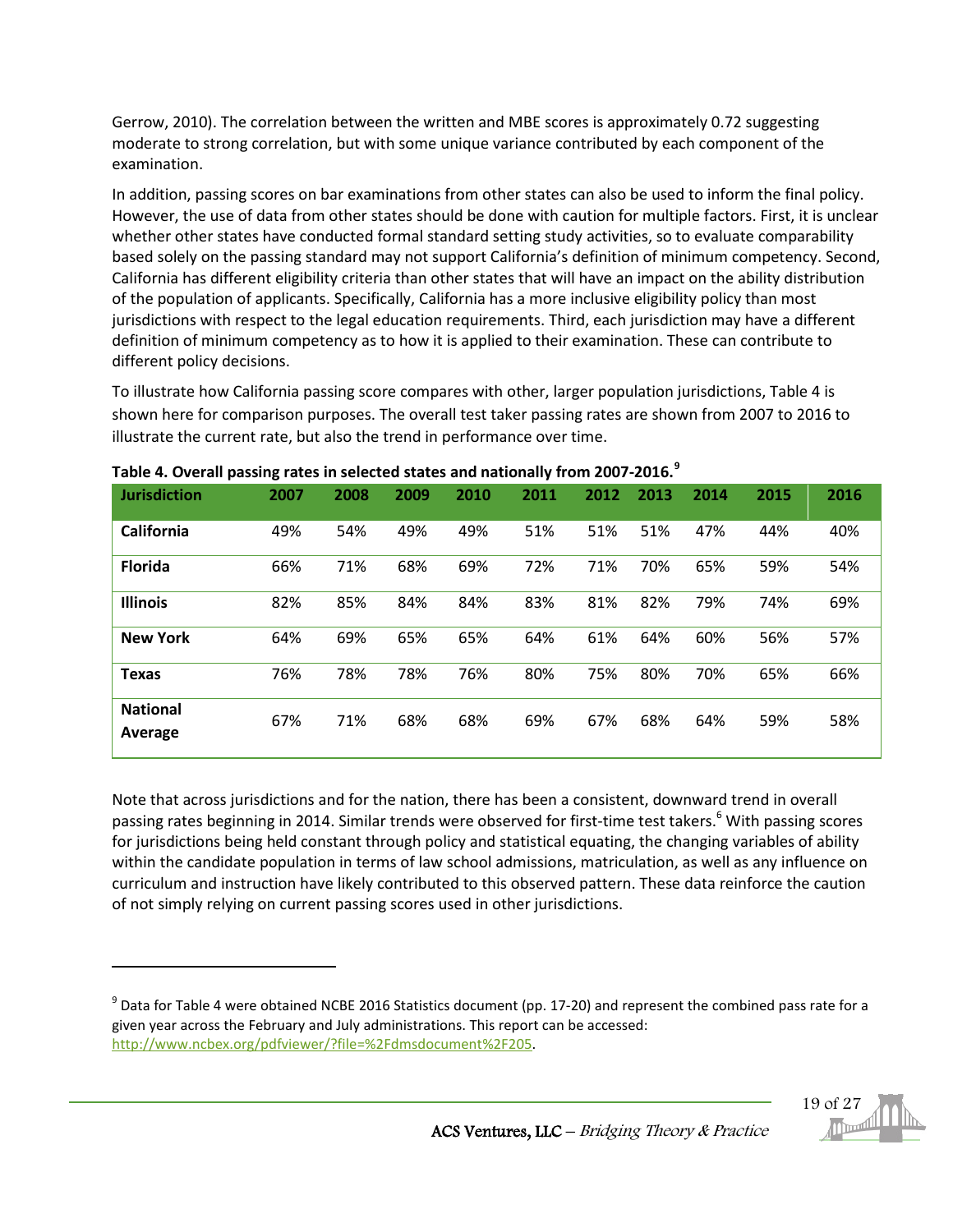Gerrow, 2010). The correlation between the written and MBE scores is approximately 0.72 suggesting moderate to strong correlation, but with some unique variance contributed by each component of the examination.

In addition, passing scores on bar examinations from other states can also be used to inform the final policy. However, the use of data from other states should be done with caution for multiple factors. First, it is unclear whether other states have conducted formal standard setting study activities, so to evaluate comparability based solely on the passing standard may not support California's definition of minimum competency. Second, California has different eligibility criteria than other states that will have an impact on the ability distribution of the population of applicants. Specifically, California has a more inclusive eligibility policy than most jurisdictions with respect to the legal education requirements. Third, each jurisdiction may have a different definition of minimum competency as to how it is applied to their examination. These can contribute to different policy decisions.

To illustrate how California passing score compares with other, larger population jurisdictions, Table 4 is shown here for comparison purposes. The overall test taker passing rates are shown from 2007 to 2016 to illustrate the current rate, but also the trend in performance over time.

**Table 4. Overall passing rates in selected states and nationally from 2007-2016.**[9]

| Jurisdiction | 2007 | 2008 | 2009 | 2010 | 2011 | 2012 | 2013 | 2014 | 2015 | 2016 |
|---|---|---|---|---|---|---|---|---|---|---|
| **California** | 49% | 54% | 49% | 49% | 51% | 51% | 51% | 47% | 44% | 40% |
| **Florida** | 66% | 71% | 68% | 69% | 72% | 71% | 70% | 65% | 59% | 54% |
| **Illinois** | 82% | 85% | 84% | 84% | 83% | 81% | 82% | 79% | 74% | 69% |
| **New York** | 64% | 69% | 65% | 65% | 64% | 61% | 64% | 60% | 56% | 57% |
| **Texas** | 76% | 78% | 78% | 76% | 80% | 75% | 80% | 70% | 65% | 66% |
| **National Average** | 67% | 71% | 68% | 68% | 69% | 67% | 68% | 64% | 59% | 58% |

Note that across jurisdictions and for the nation, there has been a consistent, downward trend in overall passing rates beginning in 2014. Similar trends were observed for first-time test takers.[6] With passing scores for jurisdictions being held constant through policy and statistical equating, the changing variables of ability within the candidate population in terms of law school admissions, matriculation, as well as any influence on curriculum and instruction have likely contributed to this observed pattern. These data reinforce the caution of not simply relying on current passing scores used in other jurisdictions.

---

[9] Data for Table 4 were obtained NCBE 2016 Statistics document (pp. 17-20) and represent the combined pass rate for a given year across the February and July administrations. This report can be accessed: http://www.ncbex.org/pdfviewer/?file=%2Fdmsdocument%2F205.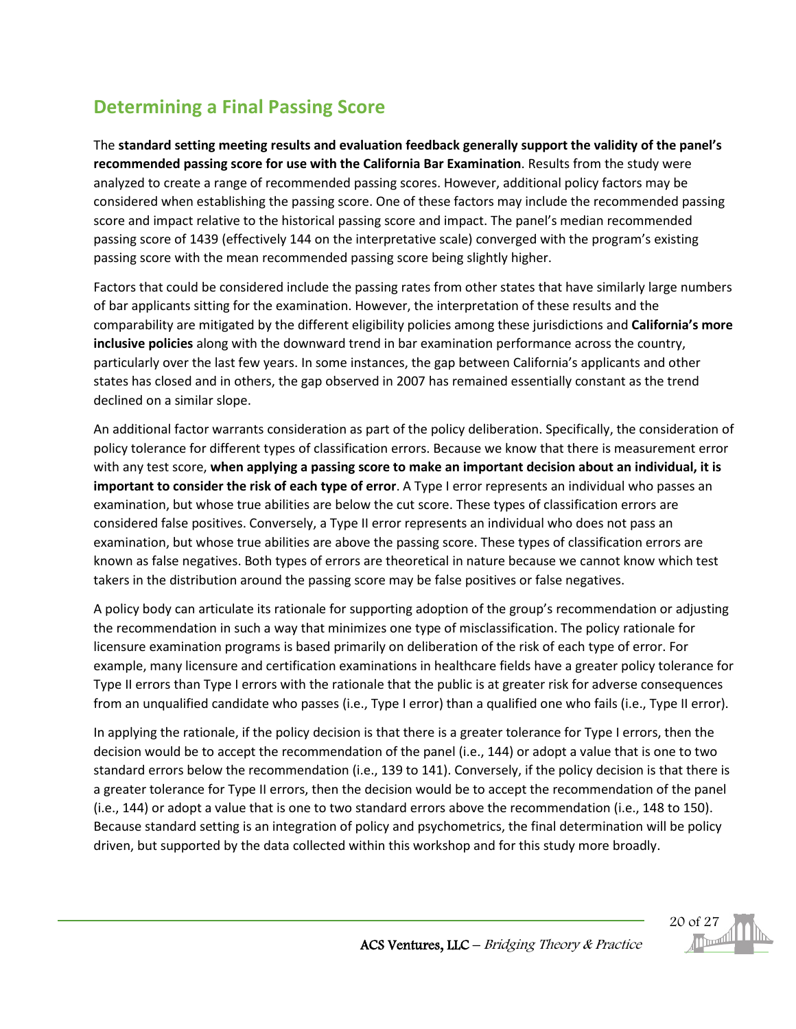## Determining a Final Passing Score

The **standard setting meeting results and evaluation feedback generally support the validity of the panel's recommended passing score for use with the California Bar Examination**. Results from the study were analyzed to create a range of recommended passing scores. However, additional policy factors may be considered when establishing the passing score. One of these factors may include the recommended passing score and impact relative to the historical passing score and impact. The panel's median recommended passing score of 1439 (effectively 144 on the interpretative scale) converged with the program's existing passing score with the mean recommended passing score being slightly higher.

Factors that could be considered include the passing rates from other states that have similarly large numbers of bar applicants sitting for the examination. However, the interpretation of these results and the comparability are mitigated by the different eligibility policies among these jurisdictions and **California's more inclusive policies** along with the downward trend in bar examination performance across the country, particularly over the last few years. In some instances, the gap between California's applicants and other states has closed and in others, the gap observed in 2007 has remained essentially constant as the trend declined on a similar slope.

An additional factor warrants consideration as part of the policy deliberation. Specifically, the consideration of policy tolerance for different types of classification errors. Because we know that there is measurement error with any test score, **when applying a passing score to make an important decision about an individual, it is important to consider the risk of each type of error**. A Type I error represents an individual who passes an examination, but whose true abilities are below the cut score. These types of classification errors are considered false positives. Conversely, a Type II error represents an individual who does not pass an examination, but whose true abilities are above the passing score. These types of classification errors are known as false negatives. Both types of errors are theoretical in nature because we cannot know which test takers in the distribution around the passing score may be false positives or false negatives.

A policy body can articulate its rationale for supporting adoption of the group's recommendation or adjusting the recommendation in such a way that minimizes one type of misclassification. The policy rationale for licensure examination programs is based primarily on deliberation of the risk of each type of error. For example, many licensure and certification examinations in healthcare fields have a greater policy tolerance for Type II errors than Type I errors with the rationale that the public is at greater risk for adverse consequences from an unqualified candidate who passes (i.e., Type I error) than a qualified one who fails (i.e., Type II error).

In applying the rationale, if the policy decision is that there is a greater tolerance for Type I errors, then the decision would be to accept the recommendation of the panel (i.e., 144) or adopt a value that is one to two standard errors below the recommendation (i.e., 139 to 141). Conversely, if the policy decision is that there is a greater tolerance for Type II errors, then the decision would be to accept the recommendation of the panel (i.e., 144) or adopt a value that is one to two standard errors above the recommendation (i.e., 148 to 150). Because standard setting is an integration of policy and psychometrics, the final determination will be policy driven, but supported by the data collected within this workshop and for this study more broadly.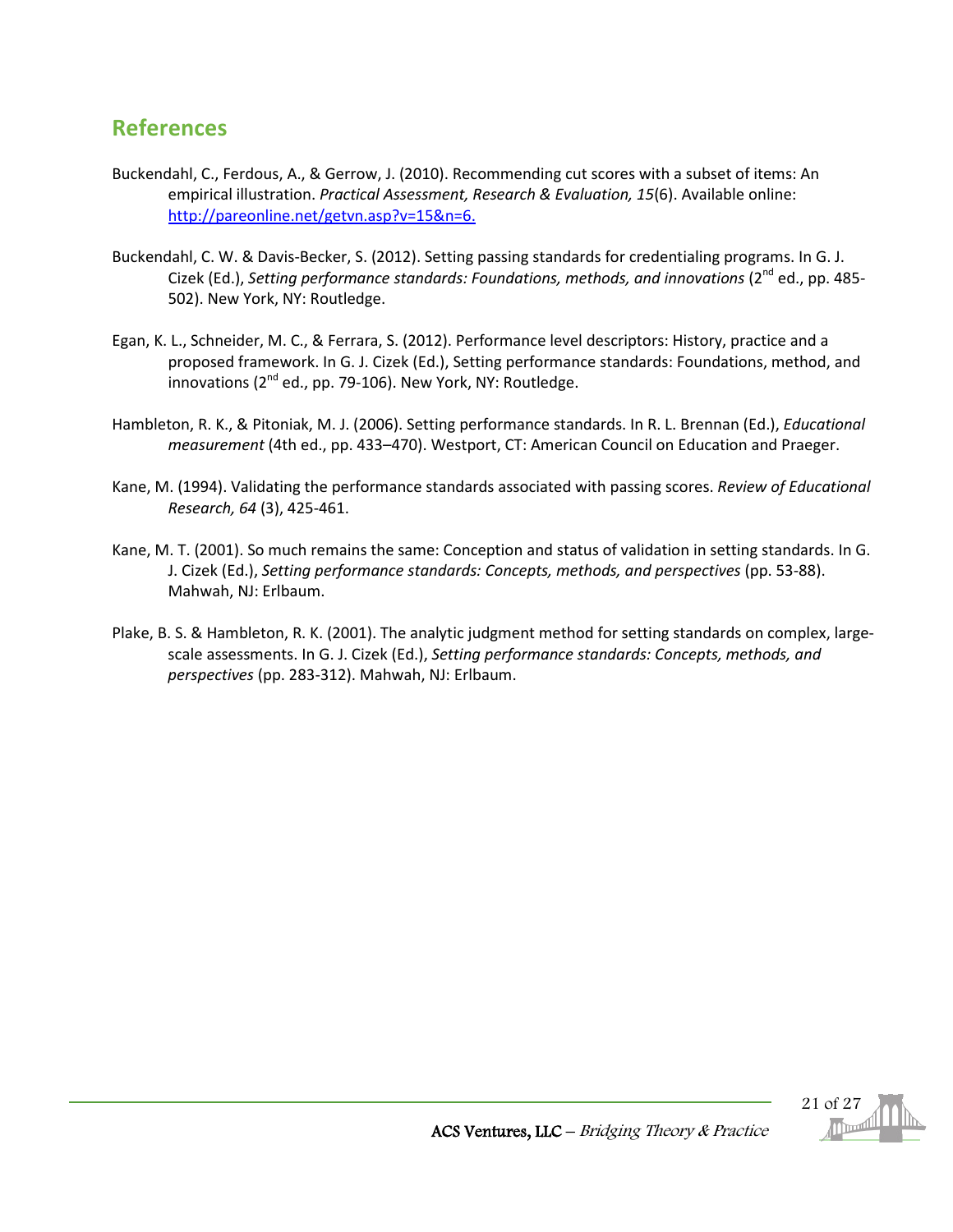## References

Buckendahl, C., Ferdous, A., & Gerrow, J. (2010). Recommending cut scores with a subset of items: An empirical illustration. *Practical Assessment, Research & Evaluation, 15*(6). Available online: [http://pareonline.net/getvn.asp?v=15&n=6.](http://pareonline.net/getvn.asp?v=15&n=6)

Buckendahl, C. W. & Davis-Becker, S. (2012). Setting passing standards for credentialing programs. In G. J. Cizek (Ed.), *Setting performance standards: Foundations, methods, and innovations* (2nd ed., pp. 485-502). New York, NY: Routledge.

Egan, K. L., Schneider, M. C., & Ferrara, S. (2012). Performance level descriptors: History, practice and a proposed framework. In G. J. Cizek (Ed.), Setting performance standards: Foundations, method, and innovations (2nd ed., pp. 79-106). New York, NY: Routledge.

Hambleton, R. K., & Pitoniak, M. J. (2006). Setting performance standards. In R. L. Brennan (Ed.), *Educational measurement* (4th ed., pp. 433–470). Westport, CT: American Council on Education and Praeger.

Kane, M. (1994). Validating the performance standards associated with passing scores. *Review of Educational Research, 64* (3), 425-461.

Kane, M. T. (2001). So much remains the same: Conception and status of validation in setting standards. In G. J. Cizek (Ed.), *Setting performance standards: Concepts, methods, and perspectives* (pp. 53-88). Mahwah, NJ: Erlbaum.

Plake, B. S. & Hambleton, R. K. (2001). The analytic judgment method for setting standards on complex, large-scale assessments. In G. J. Cizek (Ed.), *Setting performance standards: Concepts, methods, and perspectives* (pp. 283-312). Mahwah, NJ: Erlbaum.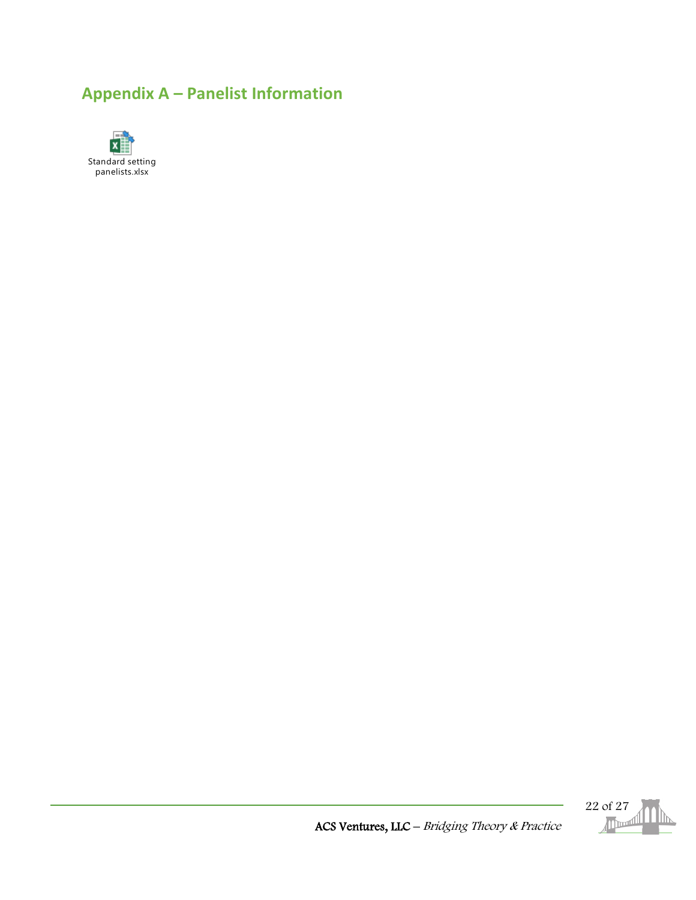## Appendix A – Panelist Information

Standard setting panelists.xlsx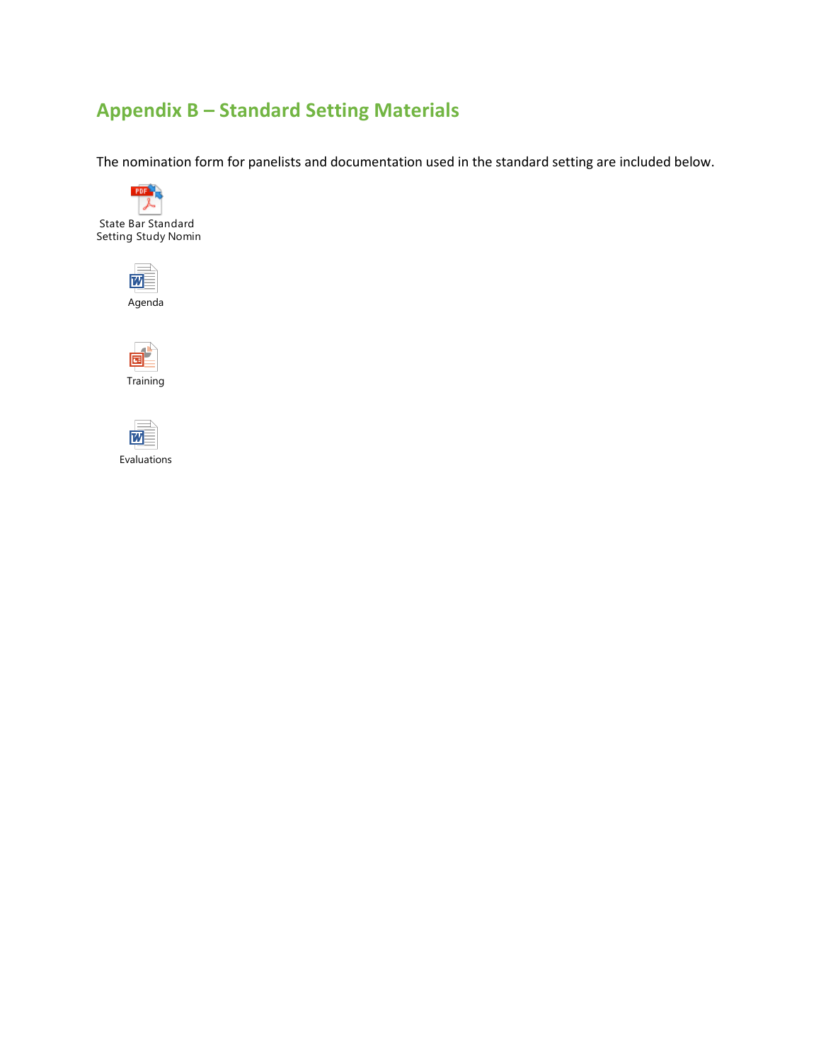## Appendix B – Standard Setting Materials

The nomination form for panelists and documentation used in the standard setting are included below.

State Bar Standard Setting Study Nomin

Agenda

Training

Evaluations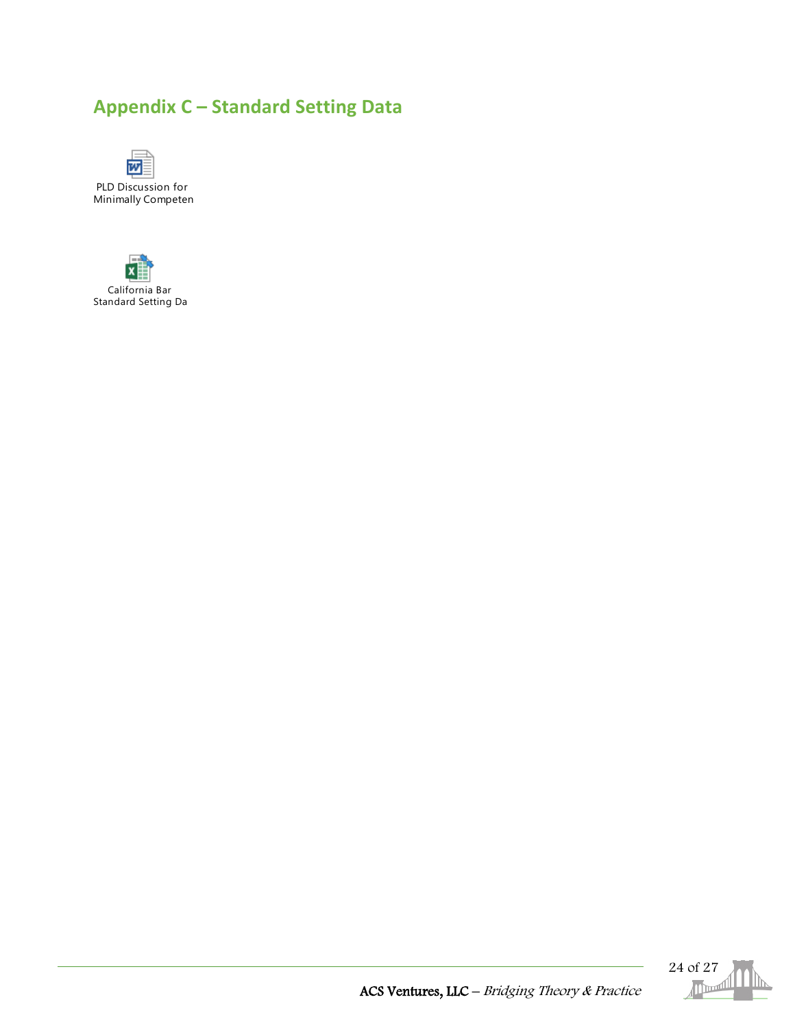## Appendix C – Standard Setting Data

PLD Discussion for Minimally Competen

California Bar Standard Setting Da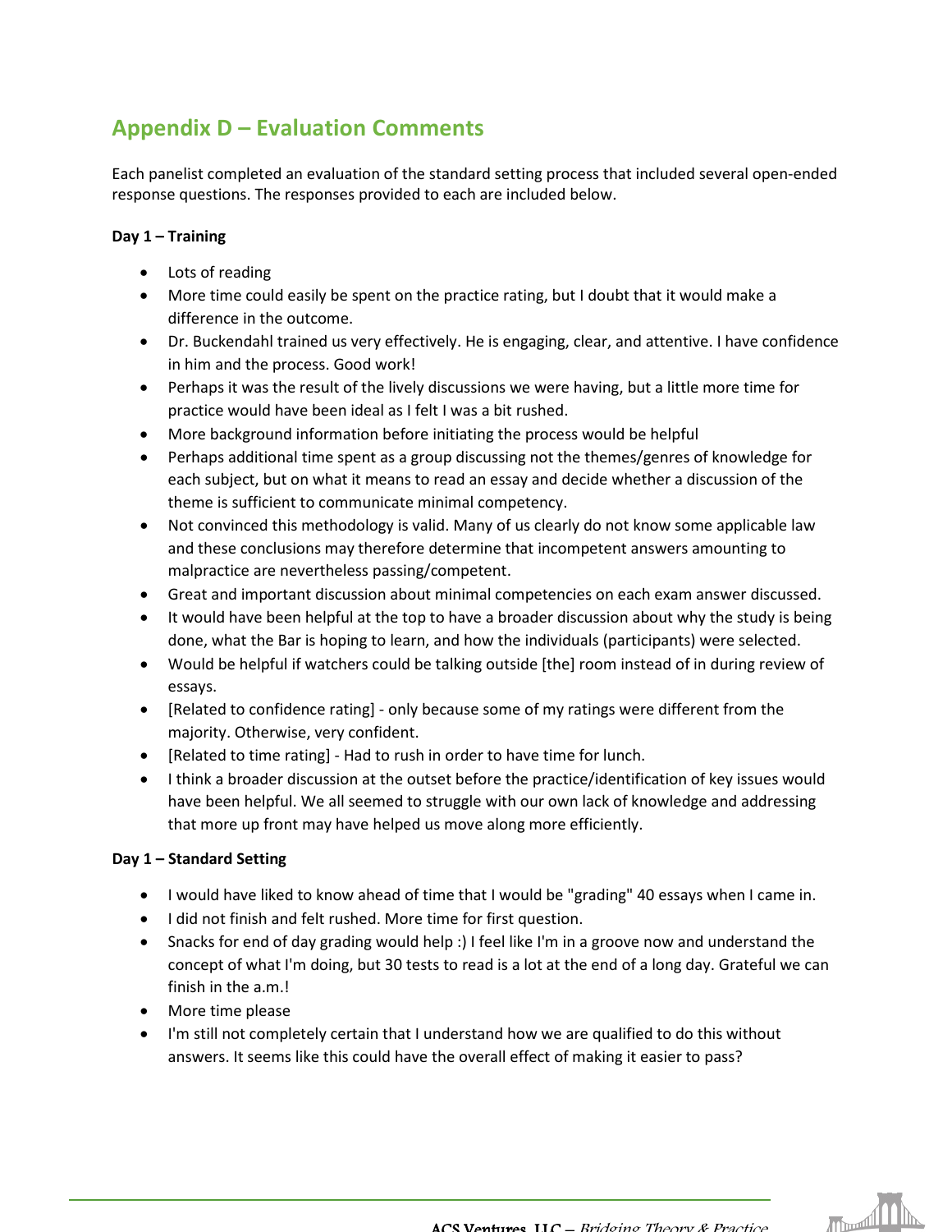## Appendix D – Evaluation Comments

Each panelist completed an evaluation of the standard setting process that included several open-ended response questions. The responses provided to each are included below.

**Day 1 – Training**

- Lots of reading
- More time could easily be spent on the practice rating, but I doubt that it would make a difference in the outcome.
- Dr. Buckendahl trained us very effectively. He is engaging, clear, and attentive. I have confidence in him and the process. Good work!
- Perhaps it was the result of the lively discussions we were having, but a little more time for practice would have been ideal as I felt I was a bit rushed.
- More background information before initiating the process would be helpful
- Perhaps additional time spent as a group discussing not the themes/genres of knowledge for each subject, but on what it means to read an essay and decide whether a discussion of the theme is sufficient to communicate minimal competency.
- Not convinced this methodology is valid. Many of us clearly do not know some applicable law and these conclusions may therefore determine that incompetent answers amounting to malpractice are nevertheless passing/competent.
- Great and important discussion about minimal competencies on each exam answer discussed.
- It would have been helpful at the top to have a broader discussion about why the study is being done, what the Bar is hoping to learn, and how the individuals (participants) were selected.
- Would be helpful if watchers could be talking outside [the] room instead of in during review of essays.
- [Related to confidence rating] - only because some of my ratings were different from the majority. Otherwise, very confident.
- [Related to time rating] - Had to rush in order to have time for lunch.
- I think a broader discussion at the outset before the practice/identification of key issues would have been helpful. We all seemed to struggle with our own lack of knowledge and addressing that more up front may have helped us move along more efficiently.

**Day 1 – Standard Setting**

- I would have liked to know ahead of time that I would be "grading" 40 essays when I came in.
- I did not finish and felt rushed. More time for first question.
- Snacks for end of day grading would help :) I feel like I'm in a groove now and understand the concept of what I'm doing, but 30 tests to read is a lot at the end of a long day. Grateful we can finish in the a.m.!
- More time please
- I'm still not completely certain that I understand how we are qualified to do this without answers. It seems like this could have the overall effect of making it easier to pass?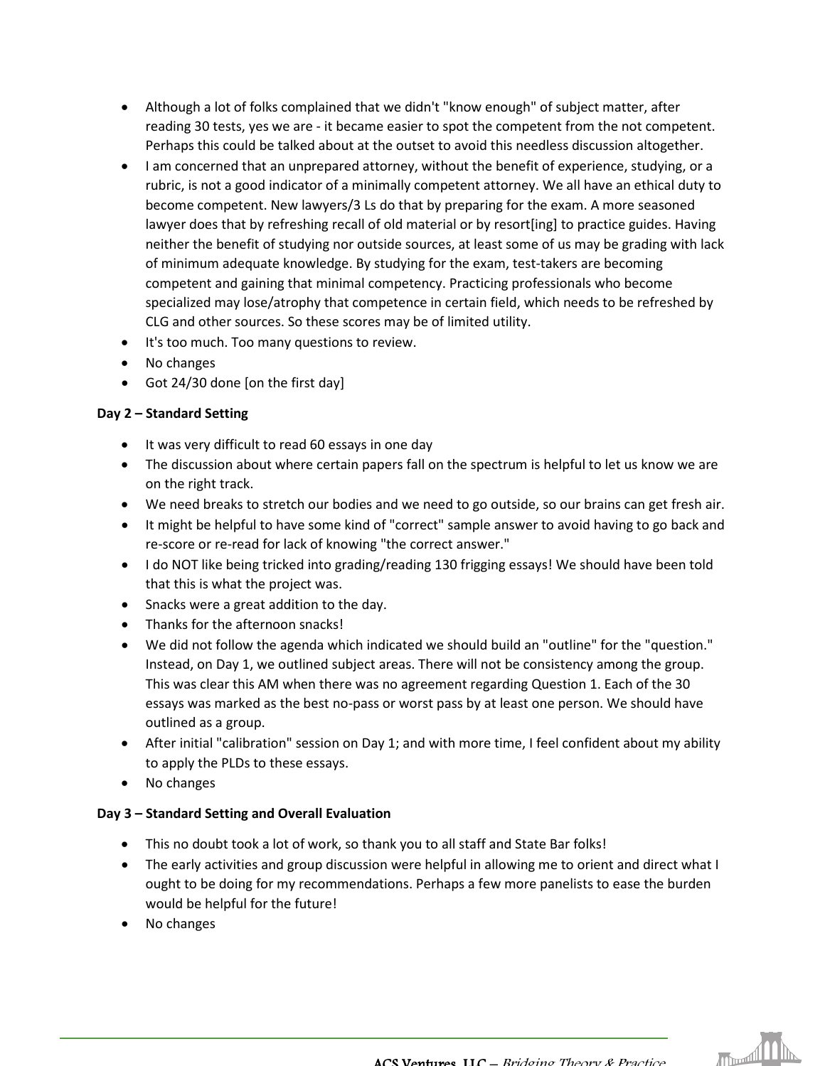- Although a lot of folks complained that we didn't "know enough" of subject matter, after reading 30 tests, yes we are - it became easier to spot the competent from the not competent. Perhaps this could be talked about at the outset to avoid this needless discussion altogether.
- I am concerned that an unprepared attorney, without the benefit of experience, studying, or a rubric, is not a good indicator of a minimally competent attorney. We all have an ethical duty to become competent. New lawyers/3 Ls do that by preparing for the exam. A more seasoned lawyer does that by refreshing recall of old material or by resort[ing] to practice guides. Having neither the benefit of studying nor outside sources, at least some of us may be grading with lack of minimum adequate knowledge. By studying for the exam, test-takers are becoming competent and gaining that minimal competency. Practicing professionals who become specialized may lose/atrophy that competence in certain field, which needs to be refreshed by CLG and other sources. So these scores may be of limited utility.
- It's too much. Too many questions to review.
- No changes
- Got 24/30 done [on the first day]

**Day 2 – Standard Setting**

- It was very difficult to read 60 essays in one day
- The discussion about where certain papers fall on the spectrum is helpful to let us know we are on the right track.
- We need breaks to stretch our bodies and we need to go outside, so our brains can get fresh air.
- It might be helpful to have some kind of "correct" sample answer to avoid having to go back and re-score or re-read for lack of knowing "the correct answer."
- I do NOT like being tricked into grading/reading 130 frigging essays! We should have been told that this is what the project was.
- Snacks were a great addition to the day.
- Thanks for the afternoon snacks!
- We did not follow the agenda which indicated we should build an "outline" for the "question." Instead, on Day 1, we outlined subject areas. There will not be consistency among the group. This was clear this AM when there was no agreement regarding Question 1. Each of the 30 essays was marked as the best no-pass or worst pass by at least one person. We should have outlined as a group.
- After initial "calibration" session on Day 1; and with more time, I feel confident about my ability to apply the PLDs to these essays.
- No changes

**Day 3 – Standard Setting and Overall Evaluation**

- This no doubt took a lot of work, so thank you to all staff and State Bar folks!
- The early activities and group discussion were helpful in allowing me to orient and direct what I ought to be doing for my recommendations. Perhaps a few more panelists to ease the burden would be helpful for the future!
- No changes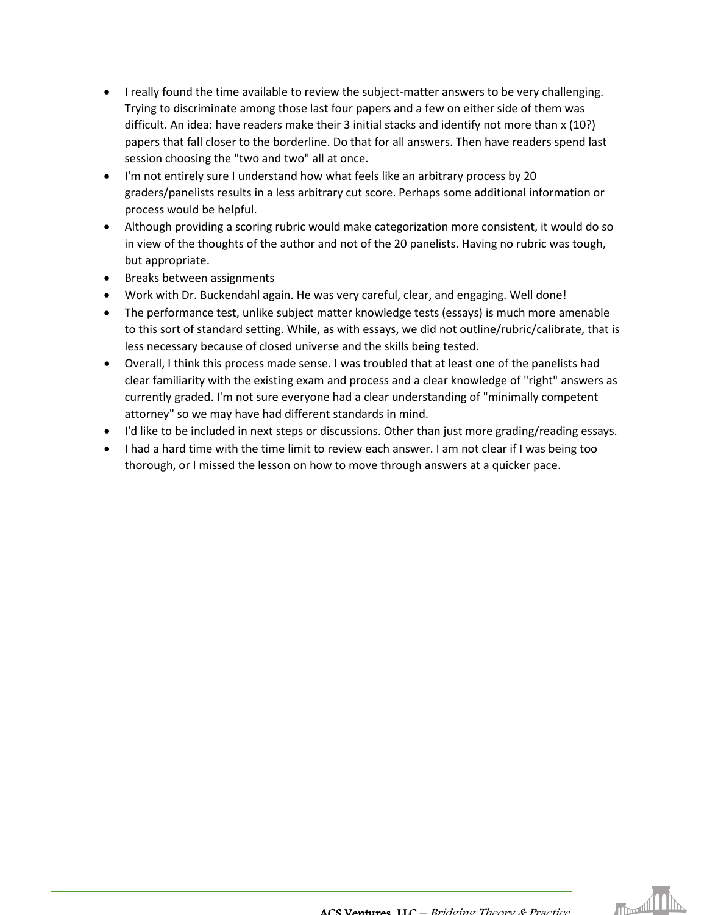- I really found the time available to review the subject-matter answers to be very challenging. Trying to discriminate among those last four papers and a few on either side of them was difficult. An idea: have readers make their 3 initial stacks and identify not more than x (10?) papers that fall closer to the borderline. Do that for all answers. Then have readers spend last session choosing the "two and two" all at once.
- I'm not entirely sure I understand how what feels like an arbitrary process by 20 graders/panelists results in a less arbitrary cut score. Perhaps some additional information or process would be helpful.
- Although providing a scoring rubric would make categorization more consistent, it would do so in view of the thoughts of the author and not of the 20 panelists. Having no rubric was tough, but appropriate.
- Breaks between assignments
- Work with Dr. Buckendahl again. He was very careful, clear, and engaging. Well done!
- The performance test, unlike subject matter knowledge tests (essays) is much more amenable to this sort of standard setting. While, as with essays, we did not outline/rubric/calibrate, that is less necessary because of closed universe and the skills being tested.
- Overall, I think this process made sense. I was troubled that at least one of the panelists had clear familiarity with the existing exam and process and a clear knowledge of "right" answers as currently graded. I'm not sure everyone had a clear understanding of "minimally competent attorney" so we may have had different standards in mind.
- I'd like to be included in next steps or discussions. Other than just more grading/reading essays.
- I had a hard time with the time limit to review each answer. I am not clear if I was being too thorough, or I missed the lesson on how to move through answers at a quicker pace.